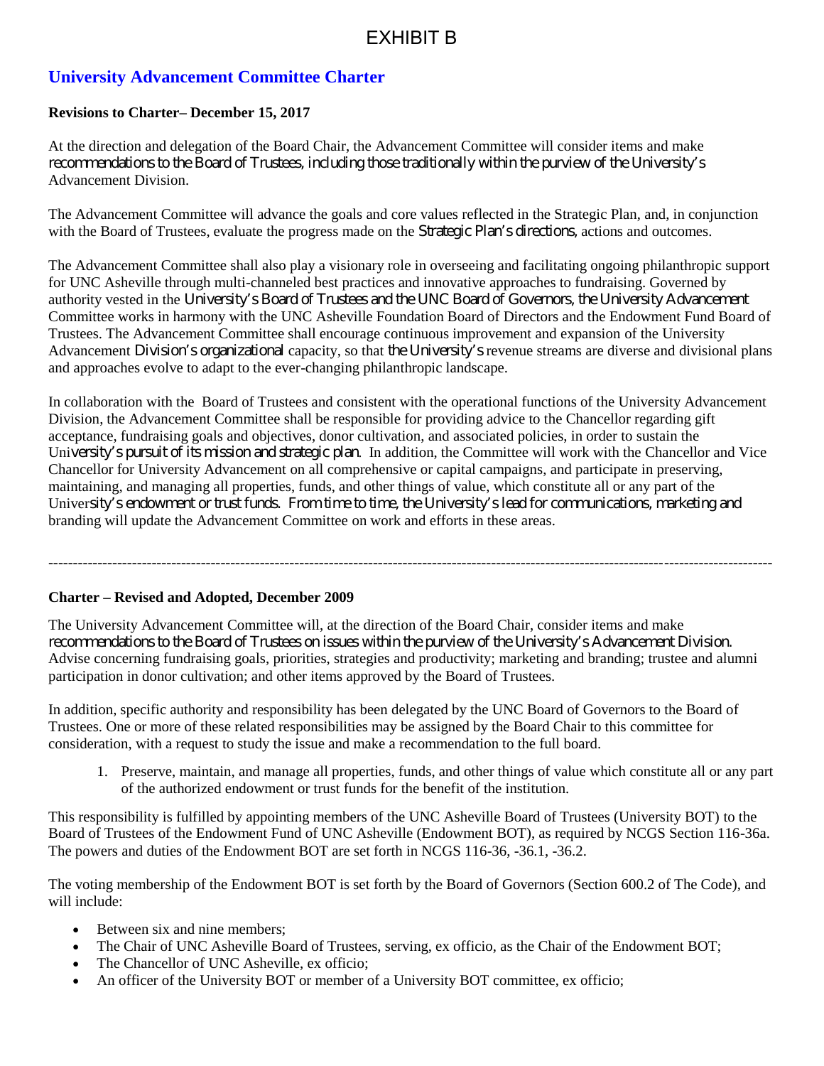# EXHIBIT B

## University Advancement Committee Charter

**Revisions to Charter– December 15, 2017**

At the direction and delegation of the Board Chair, the Advancement Committee will consider items and make recommendations to the Board of Trustees, including those traditionally within the purview of the University's Advancement Division.

The Advancement Committee will advance the goals and core values reflected in the Strategic Plan, and, in conjunction with the Board of Trustees, evaluate the progress made on the Strategic Plan's directions, actions and outcomes.

The Advancement Committee shall also play a visionary role in overseeing and facilitating ongoing philanthropic support for UNC Asheville through multi-channeled best practices and innovative approaches to fundraising. Governed by authority vested in the University's Board of Trustees and the UNC Board of Governors, the University Advancement Committee works in harmony with the UNC Asheville Foundation Board of Directors and the Endowment Fund Board of Trustees. The Advancement Committee shall encourage continuous improvement and expansion of the University Advancement Division's organizational capacity, so that the University's revenue streams are diverse and divisional plans and approaches evolve to adapt to the ever-changing philanthropic landscape.

In collaboration with the Board of Trustees and consistent with the operational functions of the University Advancement Division, the Advancement Committee shall be responsible for providing advice to the Chancellor regarding gift acceptance, fundraising goals and objectives, donor cultivation, and associated policies, in order to sustain the University's pursuit of its mission and strategic plan. In addition, the Committee will work with the Chancellor and Vice Chancellor for University Advancement on all comprehensive or capital campaigns, and participate in preserving, maintaining, and managing all properties, funds, and other things of value, which constitute all or any part of the University's endowment or trust funds. From time to time, the University's lead for communications, marketing and branding will update the Advancement Committee on work and efforts in these areas.

---

**Charter – Revised and Adopted, December 2009**

The University Advancement Committee will, at the direction of the Board Chair, consider items and make recommendations to the Board of Trustees on issues within the purview of the University's Advancement Division. Advise concerning fundraising goals, priorities, strategies and productivity; marketing and branding; trustee and alumni participation in donor cultivation; and other items approved by the Board of Trustees.

In addition, specific authority and responsibility has been delegated by the UNC Board of Governors to the Board of Trustees. One or more of these related responsibilities may be assigned by the Board Chair to this committee for consideration, with a request to study the issue and make a recommendation to the full board.

1. Preserve, maintain, and manage all properties, funds, and other things of value which constitute all or any part of the authorized endowment or trust funds for the benefit of the institution.

This responsibility is fulfilled by appointing members of the UNC Asheville Board of Trustees (University BOT) to the Board of Trustees of the Endowment Fund of UNC Asheville (Endowment BOT), as required by NCGS Section 116-36a. The powers and duties of the Endowment BOT are set forth in NCGS 116-36, -36.1, -36.2.

The voting membership of the Endowment BOT is set forth by the Board of Governors (Section 600.2 of The Code), and will include:

- Between six and nine members;
- The Chair of UNC Asheville Board of Trustees, serving, ex officio, as the Chair of the Endowment BOT;
- The Chancellor of UNC Asheville, ex officio;
- An officer of the University BOT or member of a University BOT committee, ex officio;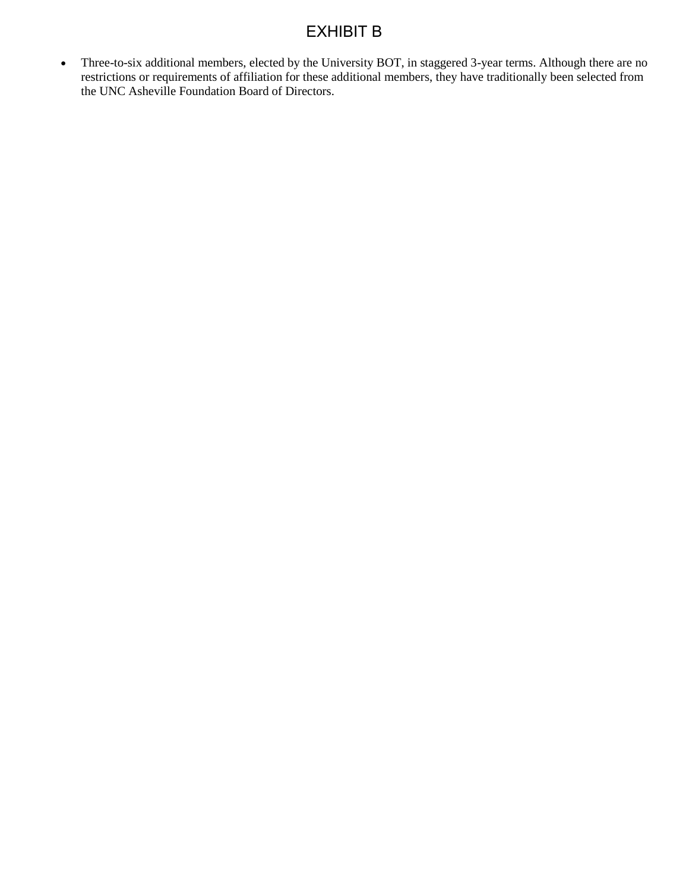# EXHIBIT B

- Three-to-six additional members, elected by the University BOT, in staggered 3-year terms. Although there are no restrictions or requirements of affiliation for these additional members, they have traditionally been selected from the UNC Asheville Foundation Board of Directors.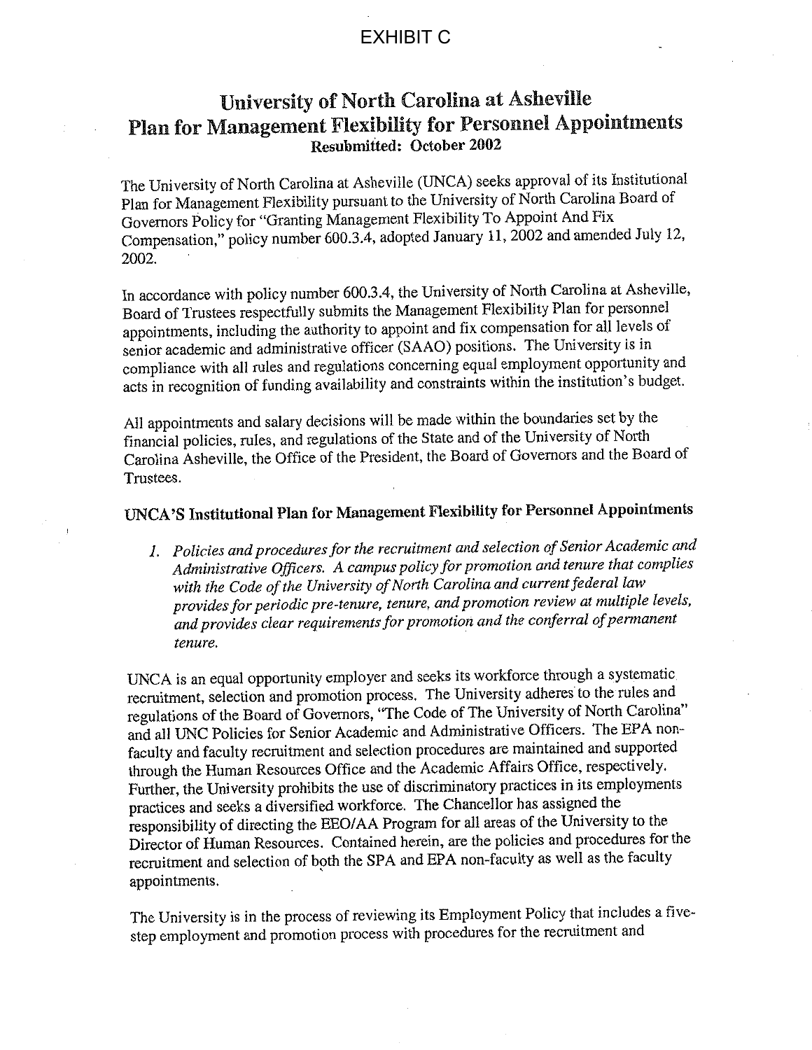EXHIBIT C

# University of North Carolina at Asheville Plan for Management Flexibility for Personnel Appointments

**Resubmitted: October 2002**

The University of North Carolina at Asheville (UNCA) seeks approval of its Institutional Plan for Management Flexibility pursuant to the University of North Carolina Board of Governors Policy for "Granting Management Flexibility To Appoint And Fix Compensation," policy number 600.3.4, adopted January 11, 2002 and amended July 12, 2002.

In accordance with policy number 600.3.4, the University of North Carolina at Asheville, Board of Trustees respectfully submits the Management Flexibility Plan for personnel appointments, including the authority to appoint and fix compensation for all levels of senior academic and administrative officer (SAAO) positions. The University is in compliance with all rules and regulations concerning equal employment opportunity and acts in recognition of funding availability and constraints within the institution's budget.

All appointments and salary decisions will be made within the boundaries set by the financial policies, rules, and regulations of the State and of the University of North Carolina Asheville, the Office of the President, the Board of Governors and the Board of Trustees.

## UNCA'S Institutional Plan for Management Flexibility for Personnel Appointments

1. *Policies and procedures for the recruitment and selection of Senior Academic and Administrative Officers. A campus policy for promotion and tenure that complies with the Code of the University of North Carolina and current federal law provides for periodic pre-tenure, tenure, and promotion review at multiple levels, and provides clear requirements for promotion and the conferral of permanent tenure.*

UNCA is an equal opportunity employer and seeks its workforce through a systematic recruitment, selection and promotion process. The University adheres to the rules and regulations of the Board of Governors, "The Code of The University of North Carolina" and all UNC Policies for Senior Academic and Administrative Officers. The EPA non-faculty and faculty recruitment and selection procedures are maintained and supported through the Human Resources Office and the Academic Affairs Office, respectively. Further, the University prohibits the use of discriminatory practices in its employments practices and seeks a diversified workforce. The Chancellor has assigned the responsibility of directing the EEO/AA Program for all areas of the University to the Director of Human Resources. Contained herein, are the policies and procedures for the recruitment and selection of both the SPA and EPA non-faculty as well as the faculty appointments.

The University is in the process of reviewing its Employment Policy that includes a five-step employment and promotion process with procedures for the recruitment and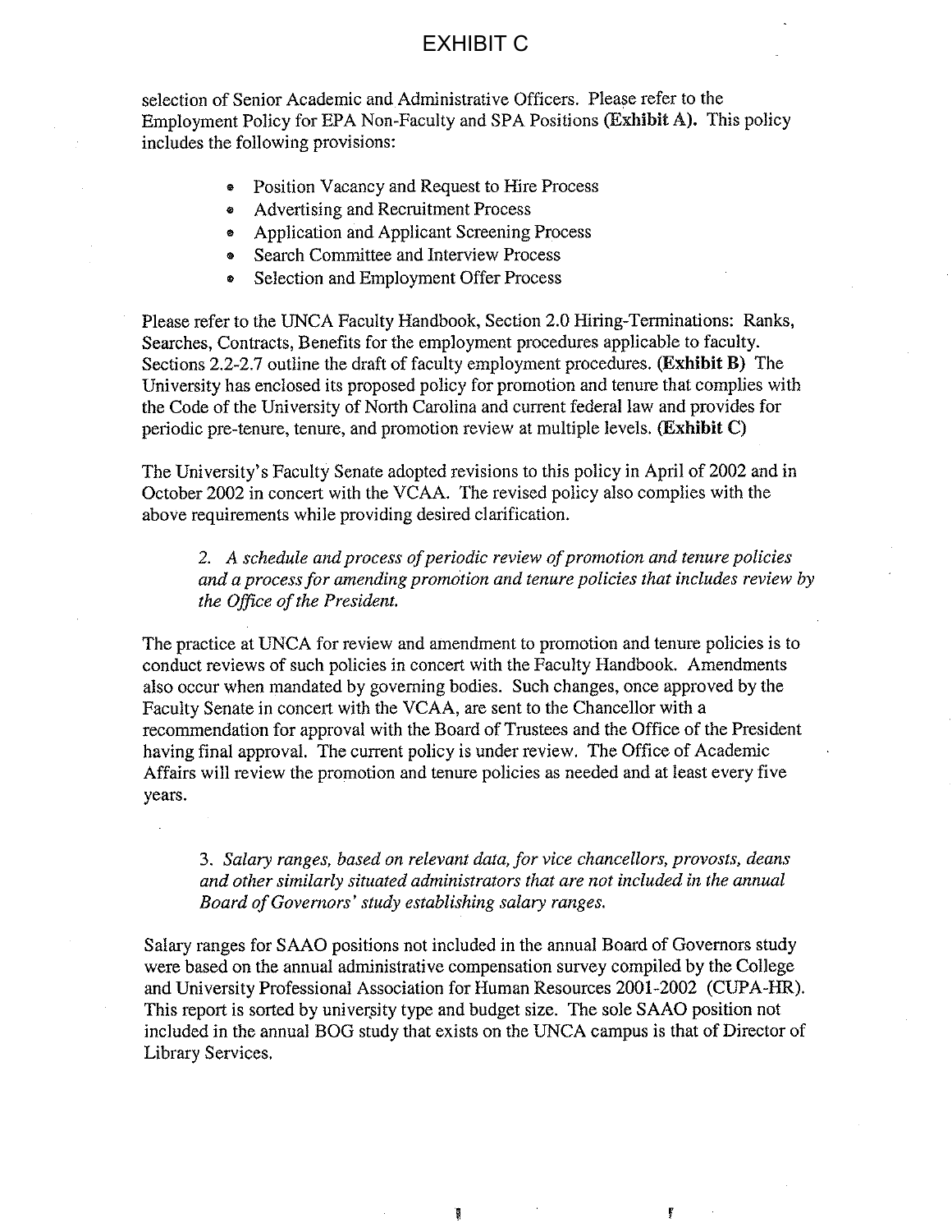# EXHIBIT C

selection of Senior Academic and Administrative Officers. Please refer to the Employment Policy for EPA Non-Faculty and SPA Positions **(Exhibit A).** This policy includes the following provisions:

- Position Vacancy and Request to Hire Process
- Advertising and Recruitment Process
- Application and Applicant Screening Process
- Search Committee and Interview Process
- Selection and Employment Offer Process

Please refer to the UNCA Faculty Handbook, Section 2.0 Hiring-Terminations: Ranks, Searches, Contracts, Benefits for the employment procedures applicable to faculty. Sections 2.2-2.7 outline the draft of faculty employment procedures. **(Exhibit B)** The University has enclosed its proposed policy for promotion and tenure that complies with the Code of the University of North Carolina and current federal law and provides for periodic pre-tenure, tenure, and promotion review at multiple levels. **(Exhibit C)**

The University's Faculty Senate adopted revisions to this policy in April of 2002 and in October 2002 in concert with the VCAA. The revised policy also complies with the above requirements while providing desired clarification.

> 2. *A schedule and process of periodic review of promotion and tenure policies and a process for amending promotion and tenure policies that includes review by the Office of the President.*

The practice at UNCA for review and amendment to promotion and tenure policies is to conduct reviews of such policies in concert with the Faculty Handbook. Amendments also occur when mandated by governing bodies. Such changes, once approved by the Faculty Senate in concert with the VCAA, are sent to the Chancellor with a recommendation for approval with the Board of Trustees and the Office of the President having final approval. The current policy is under review. The Office of Academic Affairs will review the promotion and tenure policies as needed and at least every five years.

> 3. *Salary ranges, based on relevant data, for vice chancellors, provosts, deans and other similarly situated administrators that are not included in the annual Board of Governors' study establishing salary ranges.*

Salary ranges for SAAO positions not included in the annual Board of Governors study were based on the annual administrative compensation survey compiled by the College and University Professional Association for Human Resources 2001-2002 (CUPA-HR). This report is sorted by university type and budget size. The sole SAAO position not included in the annual BOG study that exists on the UNCA campus is that of Director of Library Services.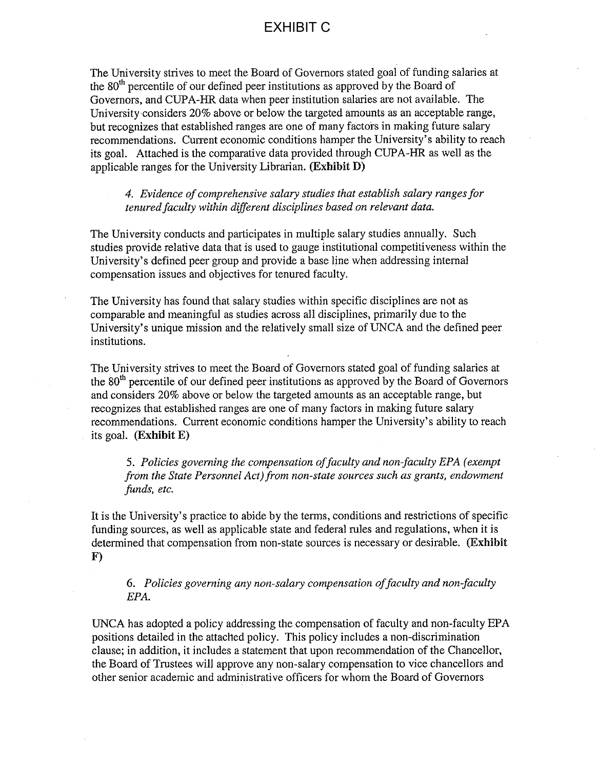# EXHIBIT C

The University strives to meet the Board of Governors stated goal of funding salaries at the 80th percentile of our defined peer institutions as approved by the Board of Governors, and CUPA-HR data when peer institution salaries are not available. The University considers 20% above or below the targeted amounts as an acceptable range, but recognizes that established ranges are one of many factors in making future salary recommendations. Current economic conditions hamper the University's ability to reach its goal. Attached is the comparative data provided through CUPA-HR as well as the applicable ranges for the University Librarian. **(Exhibit D)**

> *4. Evidence of comprehensive salary studies that establish salary ranges for tenured faculty within different disciplines based on relevant data.*

The University conducts and participates in multiple salary studies annually. Such studies provide relative data that is used to gauge institutional competitiveness within the University's defined peer group and provide a base line when addressing internal compensation issues and objectives for tenured faculty.

The University has found that salary studies within specific disciplines are not as comparable and meaningful as studies across all disciplines, primarily due to the University's unique mission and the relatively small size of UNCA and the defined peer institutions.

The University strives to meet the Board of Governors stated goal of funding salaries at the 80th percentile of our defined peer institutions as approved by the Board of Governors and considers 20% above or below the targeted amounts as an acceptable range, but recognizes that established ranges are one of many factors in making future salary recommendations. Current economic conditions hamper the University's ability to reach its goal. **(Exhibit E)**

> *5. Policies governing the compensation of faculty and non-faculty EPA (exempt from the State Personnel Act) from non-state sources such as grants, endowment funds, etc.*

It is the University's practice to abide by the terms, conditions and restrictions of specific funding sources, as well as applicable state and federal rules and regulations, when it is determined that compensation from non-state sources is necessary or desirable. **(Exhibit F)**

> *6. Policies governing any non-salary compensation of faculty and non-faculty EPA.*

UNCA has adopted a policy addressing the compensation of faculty and non-faculty EPA positions detailed in the attached policy. This policy includes a non-discrimination clause; in addition, it includes a statement that upon recommendation of the Chancellor, the Board of Trustees will approve any non-salary compensation to vice chancellors and other senior academic and administrative officers for whom the Board of Governors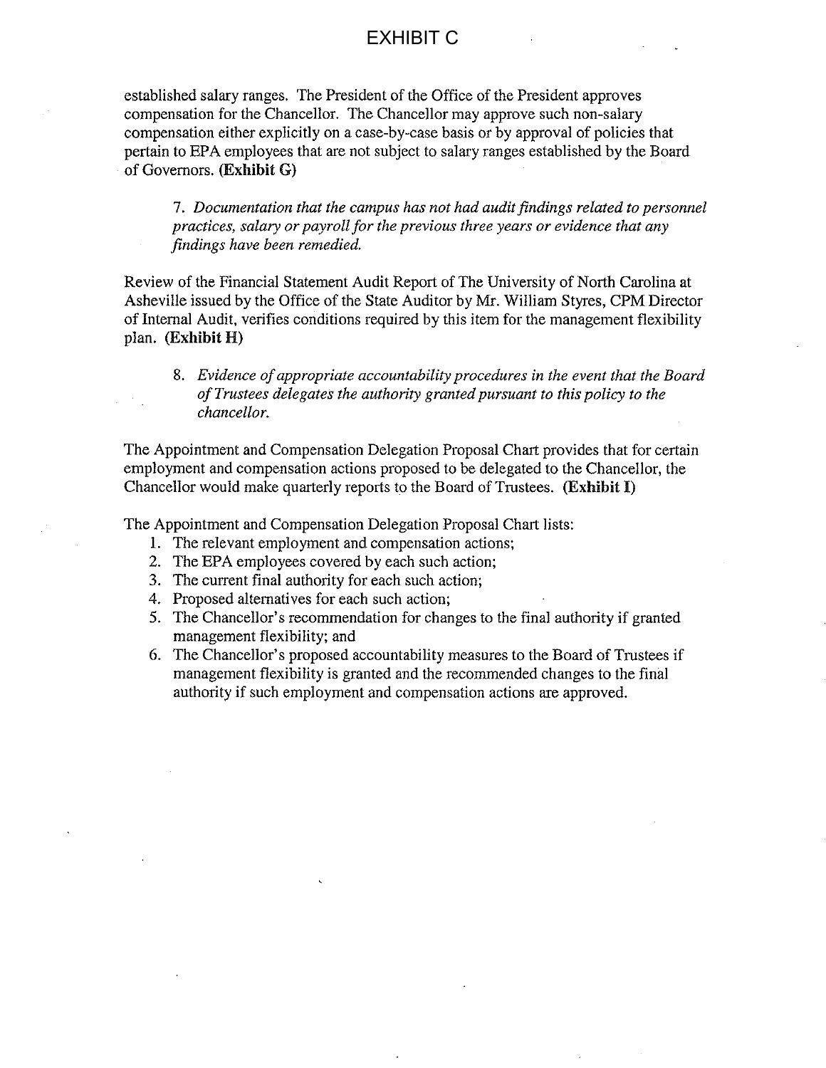# EXHIBIT C

established salary ranges. The President of the Office of the President approves compensation for the Chancellor. The Chancellor may approve such non-salary compensation either explicitly on a case-by-case basis or by approval of policies that pertain to EPA employees that are not subject to salary ranges established by the Board of Governors. **(Exhibit G)**

> 7. *Documentation that the campus has not had audit findings related to personnel practices, salary or payroll for the previous three years or evidence that any findings have been remedied.*

Review of the Financial Statement Audit Report of The University of North Carolina at Asheville issued by the Office of the State Auditor by Mr. William Styres, CPM Director of Internal Audit, verifies conditions required by this item for the management flexibility plan. **(Exhibit H)**

> 8. *Evidence of appropriate accountability procedures in the event that the Board of Trustees delegates the authority granted pursuant to this policy to the chancellor.*

The Appointment and Compensation Delegation Proposal Chart provides that for certain employment and compensation actions proposed to be delegated to the Chancellor, the Chancellor would make quarterly reports to the Board of Trustees. **(Exhibit I)**

The Appointment and Compensation Delegation Proposal Chart lists:

1. The relevant employment and compensation actions;
2. The EPA employees covered by each such action;
3. The current final authority for each such action;
4. Proposed alternatives for each such action;
5. The Chancellor's recommendation for changes to the final authority if granted management flexibility; and
6. The Chancellor's proposed accountability measures to the Board of Trustees if management flexibility is granted and the recommended changes to the final authority if such employment and compensation actions are approved.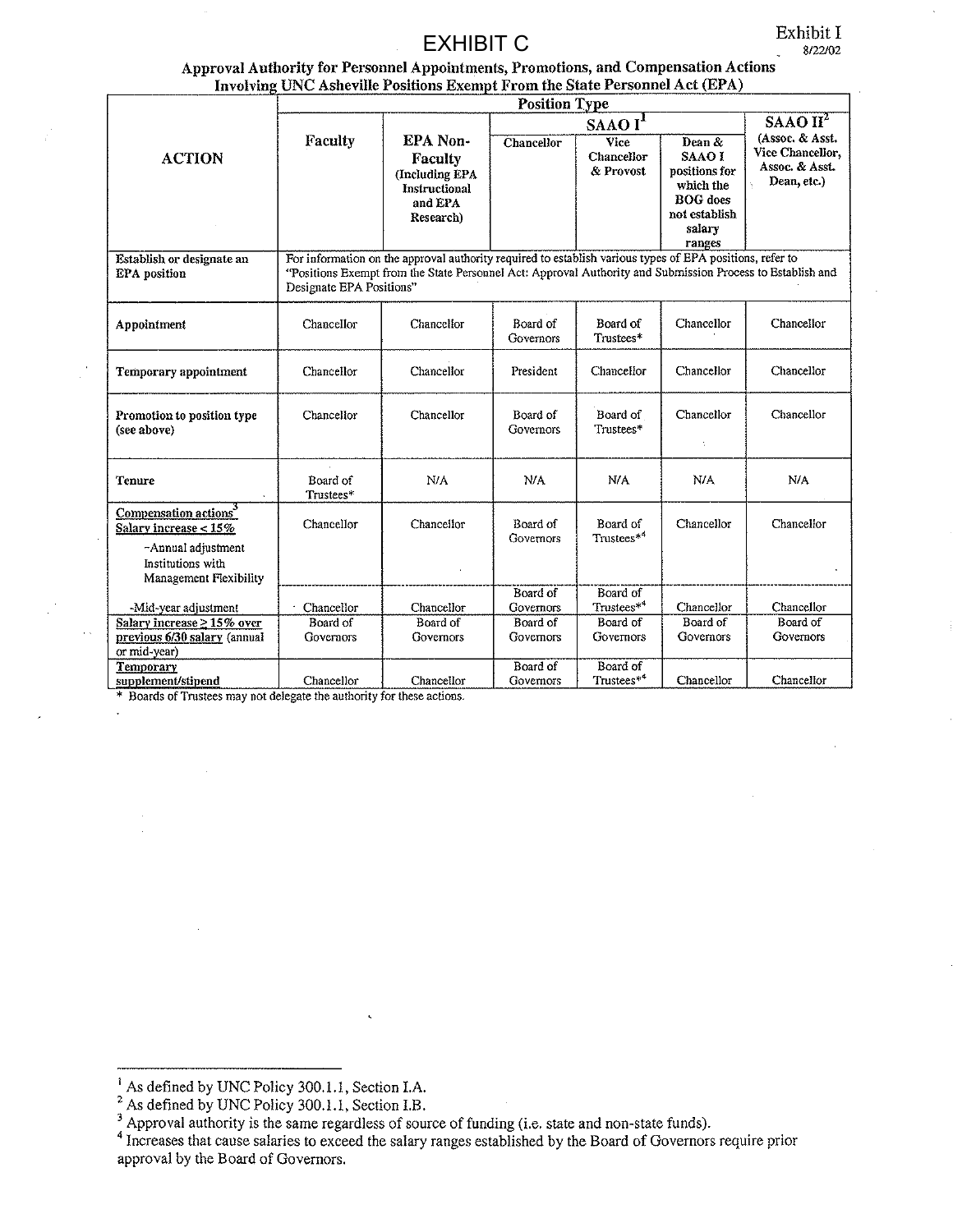# EXHIBIT C

Exhibit I
8/22/02

**Approval Authority for Personnel Appointments, Promotions, and Compensation Actions Involving UNC Asheville Positions Exempt From the State Personnel Act (EPA)**

| ACTION | Position Type | | | | | |
|---|---|---|---|---|---|---|
| | | | SAAO I[1] | | | SAAO II[2] |
| | Faculty | EPA Non-Faculty (Including EPA Instructional and EPA Research) | Chancellor | Vice Chancellor & Provost | Dean & SAAO I positions for which the BOG does not establish salary ranges | (Assoc. & Asst. Vice Chancellor, Assoc. & Asst. Dean, etc.) |
| **Establish or designate an EPA position** | For information on the approval authority required to establish various types of EPA positions, refer to "Positions Exempt from the State Personnel Act: Approval Authority and Submission Process to Establish and Designate EPA Positions" | | | | | |
| **Appointment** | Chancellor | Chancellor | Board of Governors | Board of Trustees* | Chancellor | Chancellor |
| **Temporary appointment** | Chancellor | Chancellor | President | Chancellor | Chancellor | Chancellor |
| **Promotion to position type (see above)** | Chancellor | Chancellor | Board of Governors | Board of Trustees* | Chancellor | Chancellor |
| **Tenure** | Board of Trustees* | N/A | N/A | N/A | N/A | N/A |
| **Compensation actions[3]** **Salary increase < 15%** -Annual adjustment Institutions with Management Flexibility | Chancellor | Chancellor | Board of Governors | Board of Trustees*[4] | Chancellor | Chancellor |
| -Mid-year adjustment | Chancellor | Chancellor | Board of Governors | Board of Trustees*[4] | Chancellor | Chancellor |
| **Salary increase ≥ 15% over previous 6/30 salary** (annual or mid-year) | Board of Governors | Board of Governors | Board of Governors | Board of Governors | Board of Governors | Board of Governors |
| **Temporary supplement/stipend** | Chancellor | Chancellor | Board of Governors | Board of Trustees*[4] | Chancellor | Chancellor |

\* Boards of Trustees may not delegate the authority for these actions.

---

[1] As defined by UNC Policy 300.1.1, Section I.A.

[2] As defined by UNC Policy 300.1.1, Section I.B.

[3] Approval authority is the same regardless of source of funding (i.e. state and non-state funds).

[4] Increases that cause salaries to exceed the salary ranges established by the Board of Governors require prior approval by the Board of Governors.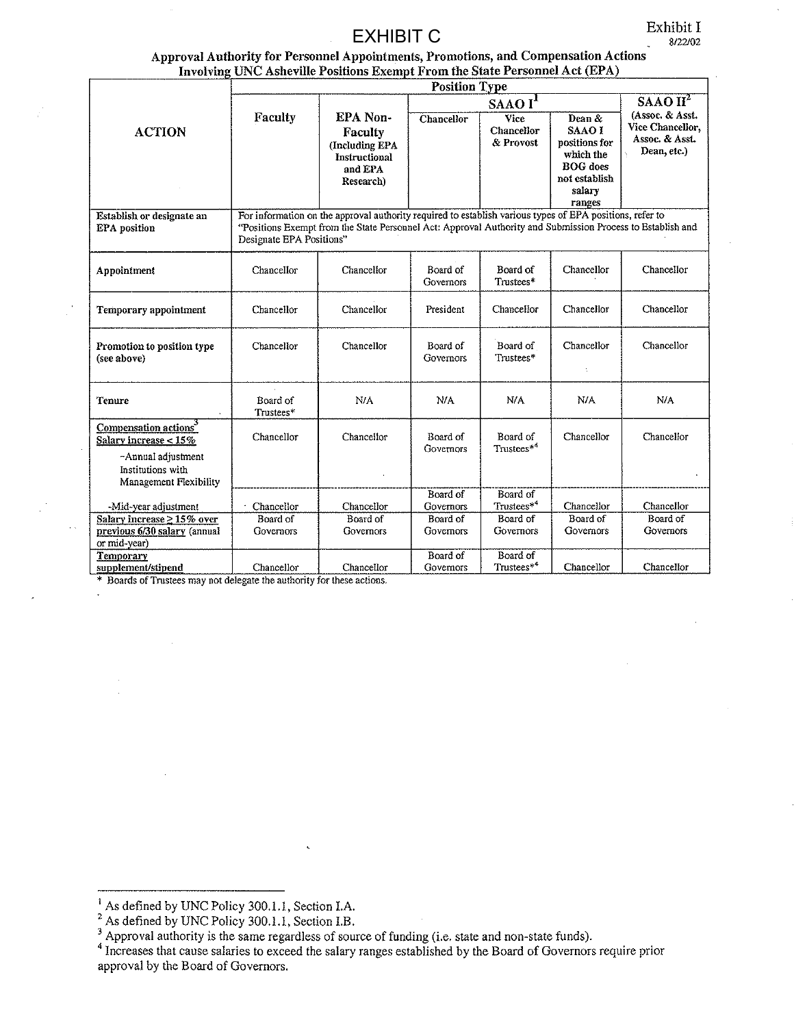# EXHIBIT C

Exhibit I
8/22/02

**Approval Authority for Personnel Appointments, Promotions, and Compensation Actions Involving UNC Asheville Positions Exempt From the State Personnel Act (EPA)**

| ACTION | Position Type | | | | | |
|---|---|---|---|---|---|---|
| | Faculty | EPA Non-Faculty (Including EPA Instructional and EPA Research) | SAAO I[1] | | | SAAO II[2] (Assoc. & Asst. Vice Chancellor, Assoc. & Asst. Dean, etc.) |
| | | | Chancellor | Vice Chancellor & Provost | Dean & SAAO I positions for which the BOG does not establish salary ranges | |
| **Establish or designate an EPA position** | For information on the approval authority required to establish various types of EPA positions, refer to "Positions Exempt from the State Personnel Act: Approval Authority and Submission Process to Establish and Designate EPA Positions" | | | | | |
| **Appointment** | Chancellor | Chancellor | Board of Governors | Board of Trustees* | Chancellor | Chancellor |
| **Temporary appointment** | Chancellor | Chancellor | President | Chancellor | Chancellor | Chancellor |
| **Promotion to position type (see above)** | Chancellor | Chancellor | Board of Governors | Board of Trustees* | Chancellor | Chancellor |
| **Tenure** | Board of Trustees* | N/A | N/A | N/A | N/A | N/A |
| **Compensation actions[3]** **Salary increase < 15%** -Annual adjustment Institutions with Management Flexibility | Chancellor | Chancellor | Board of Governors | Board of Trustees*[4] | Chancellor | Chancellor |
| -Mid-year adjustment | Chancellor | Chancellor | Board of Governors | Board of Trustees*[4] | Chancellor | Chancellor |
| **Salary increase ≥ 15% over previous 6/30 salary** (annual or mid-year) | Board of Governors | Board of Governors | Board of Governors | Board of Governors | Board of Governors | Board of Governors |
| **Temporary supplement/stipend** | Chancellor | Chancellor | Board of Governors | Board of Trustees*[4] | Chancellor | Chancellor |

\* Boards of Trustees may not delegate the authority for these actions.

---

[1] As defined by UNC Policy 300.1.1, Section I.A.

[2] As defined by UNC Policy 300.1.1, Section I.B.

[3] Approval authority is the same regardless of source of funding (i.e. state and non-state funds).

[4] Increases that cause salaries to exceed the salary ranges established by the Board of Governors require prior approval by the Board of Governors.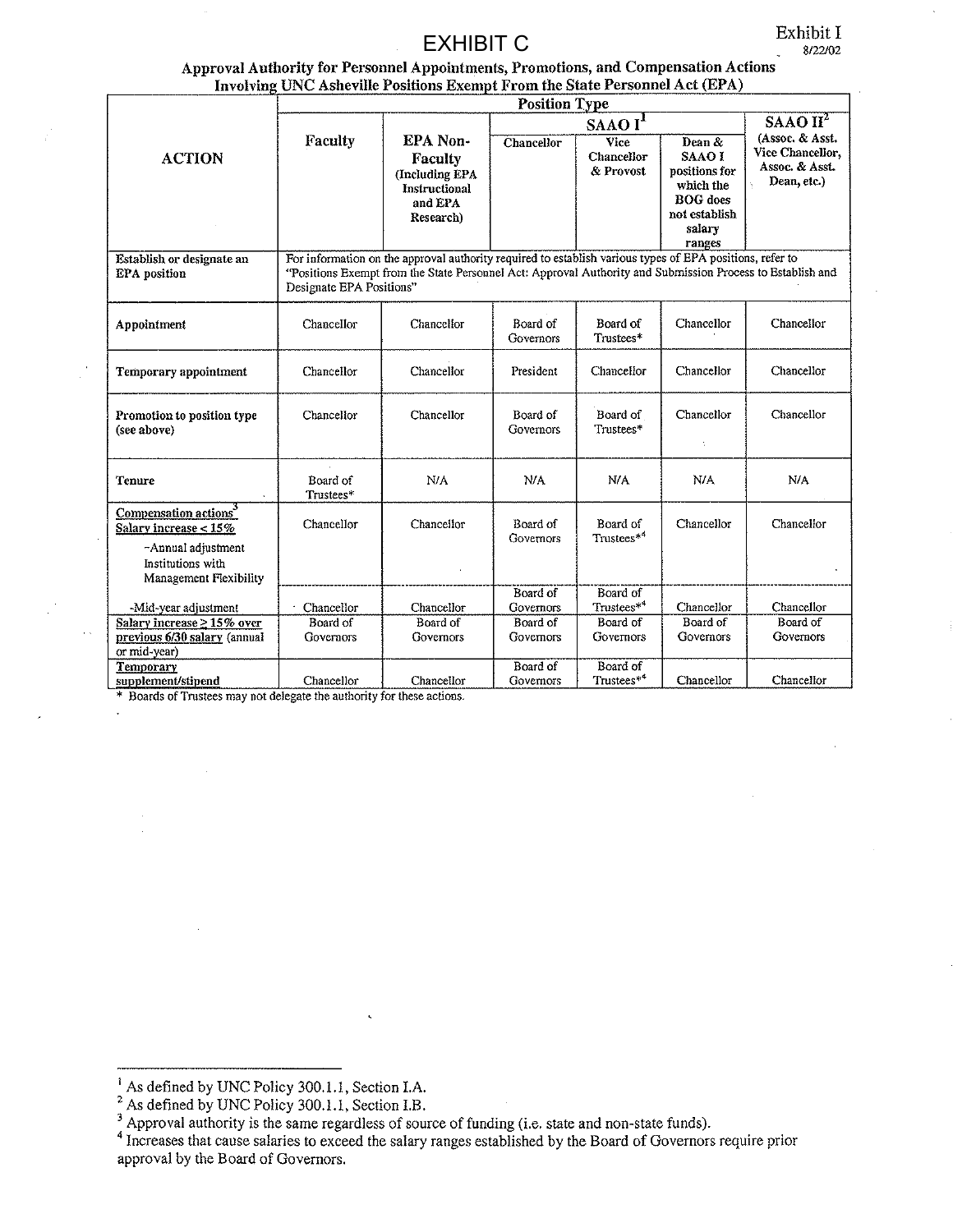# EXHIBIT C

Exhibit I
8/22/02

**Approval Authority for Personnel Appointments, Promotions, and Compensation Actions Involving UNC Asheville Positions Exempt From the State Personnel Act (EPA)**

| ACTION | Position Type | | | | | |
|---|---|---|---|---|---|---|
| | Faculty | EPA Non-Faculty (Including EPA Instructional and EPA Research) | SAAO I[1] | | | SAAO II[2] (Assoc. & Asst. Vice Chancellor, Assoc. & Asst. Dean, etc.) |
| | | | Chancellor | Vice Chancellor & Provost | Dean & SAAO I positions for which the BOG does not establish salary ranges | |
| **Establish or designate an EPA position** | For information on the approval authority required to establish various types of EPA positions, refer to "Positions Exempt from the State Personnel Act: Approval Authority and Submission Process to Establish and Designate EPA Positions" | | | | | |
| **Appointment** | Chancellor | Chancellor | Board of Governors | Board of Trustees* | Chancellor | Chancellor |
| **Temporary appointment** | Chancellor | Chancellor | President | Chancellor | Chancellor | Chancellor |
| **Promotion to position type (see above)** | Chancellor | Chancellor | Board of Governors | Board of Trustees* | Chancellor | Chancellor |
| **Tenure** | Board of Trustees* | N/A | N/A | N/A | N/A | N/A |
| **Compensation actions[3]** **Salary increase < 15%** -Annual adjustment Institutions with Management Flexibility | Chancellor | Chancellor | Board of Governors | Board of Trustees*[4] | Chancellor | Chancellor |
| -Mid-year adjustment | Chancellor | Chancellor | Board of Governors | Board of Trustees*[4] | Chancellor | Chancellor |
| **Salary increase ≥ 15% over previous 6/30 salary** (annual or mid-year) | Board of Governors | Board of Governors | Board of Governors | Board of Governors | Board of Governors | Board of Governors |
| **Temporary supplement/stipend** | Chancellor | Chancellor | Board of Governors | Board of Trustees*[4] | Chancellor | Chancellor |

\* Boards of Trustees may not delegate the authority for these actions.

[1] As defined by UNC Policy 300.1.1, Section I.A.

[2] As defined by UNC Policy 300.1.1, Section I.B.

[3] Approval authority is the same regardless of source of funding (i.e. state and non-state funds).

[4] Increases that cause salaries to exceed the salary ranges established by the Board of Governors require prior approval by the Board of Governors.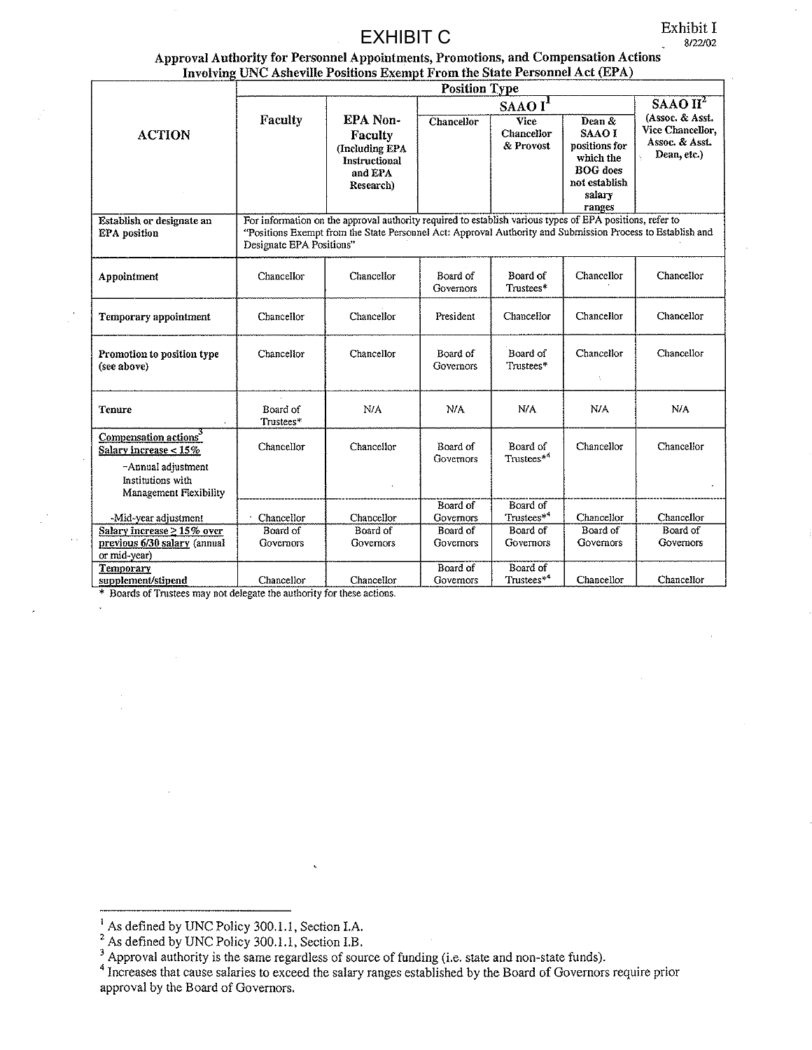# EXHIBIT C

Exhibit I
8/22/02

**Approval Authority for Personnel Appointments, Promotions, and Compensation Actions Involving UNC Asheville Positions Exempt From the State Personnel Act (EPA)**

| ACTION | Position Type | | | | | |
|---|---|---|---|---|---|---|
| | | | SAAO I[1] | | | SAAO II[2] |
| | **Faculty** | **EPA Non-Faculty** (Including EPA Instructional and EPA Research) | **Chancellor** | **Vice Chancellor & Provost** | **Dean & SAAO I positions for which the BOG does not establish salary ranges** | **(Assoc. & Asst. Vice Chancellor, Assoc. & Asst. Dean, etc.)** |
| **Establish or designate an EPA position** | For information on the approval authority required to establish various types of EPA positions, refer to "Positions Exempt from the State Personnel Act: Approval Authority and Submission Process to Establish and Designate EPA Positions" | | | | | |
| **Appointment** | Chancellor | Chancellor | Board of Governors | Board of Trustees* | Chancellor | Chancellor |
| **Temporary appointment** | Chancellor | Chancellor | President | Chancellor | Chancellor | Chancellor |
| **Promotion to position type (see above)** | Chancellor | Chancellor | Board of Governors | Board of Trustees* | Chancellor | Chancellor |
| **Tenure** | Board of Trustees* | N/A | N/A | N/A | N/A | N/A |
| **Compensation actions[3]** **Salary increase < 15%** -Annual adjustment Institutions with Management Flexibility | Chancellor | Chancellor | Board of Governors | Board of Trustees*[4] | Chancellor | Chancellor |
| -Mid-year adjustment | Chancellor | Chancellor | Board of Governors | Board of Trustees*[4] | Chancellor | Chancellor |
| **Salary increase ≥ 15% over previous 6/30 salary** (annual or mid-year) | Board of Governors | Board of Governors | Board of Governors | Board of Governors | Board of Governors | Board of Governors |
| **Temporary supplement/stipend** | Chancellor | Chancellor | Board of Governors | Board of Trustees*[4] | Chancellor | Chancellor |

\* Boards of Trustees may not delegate the authority for these actions.

---

[1] As defined by UNC Policy 300.1.1, Section I.A.

[2] As defined by UNC Policy 300.1.1, Section I.B.

[3] Approval authority is the same regardless of source of funding (i.e. state and non-state funds).

[4] Increases that cause salaries to exceed the salary ranges established by the Board of Governors require prior approval by the Board of Governors.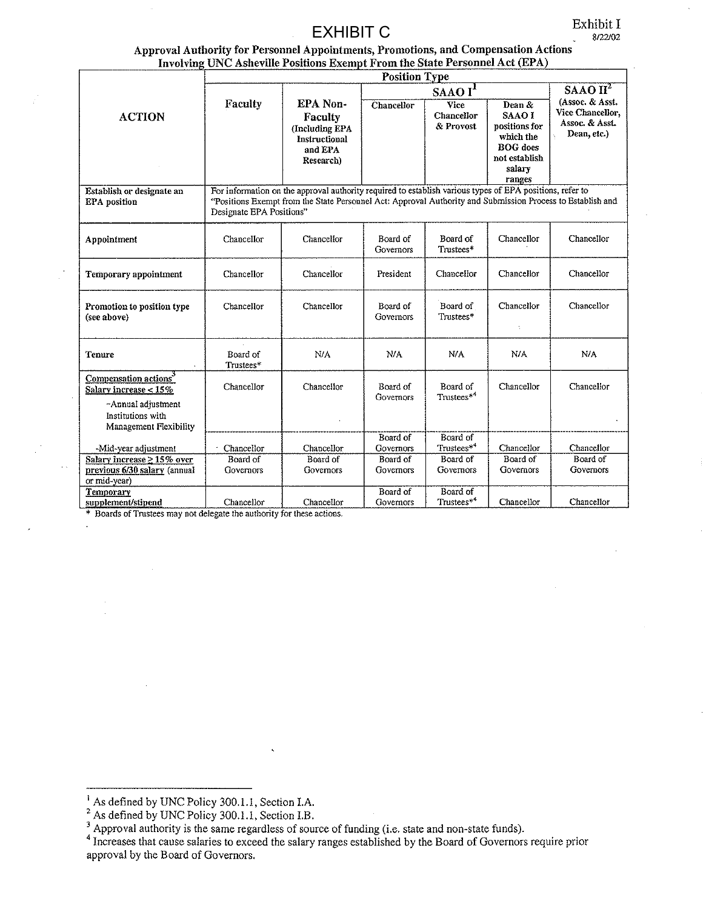Exhibit I
8/22/02

# EXHIBIT C

**Approval Authority for Personnel Appointments, Promotions, and Compensation Actions Involving UNC Asheville Positions Exempt From the State Personnel Act (EPA)**

| ACTION | Position Type | | | | | |
|---|---|---|---|---|---|---|
| | Faculty | EPA Non-Faculty (Including EPA Instructional and EPA Research) | SAAO I[1] | | | SAAO II[2] (Assoc. & Asst. Vice Chancellor, Assoc. & Asst. Dean, etc.) |
| | | | Chancellor | Vice Chancellor & Provost | Dean & SAAO I positions for which the BOG does not establish salary ranges | |
| **Establish or designate an EPA position** | For information on the approval authority required to establish various types of EPA positions, refer to "Positions Exempt from the State Personnel Act: Approval Authority and Submission Process to Establish and Designate EPA Positions" | | | | | |
| **Appointment** | Chancellor | Chancellor | Board of Governors | Board of Trustees* | Chancellor | Chancellor |
| **Temporary appointment** | Chancellor | Chancellor | President | Chancellor | Chancellor | Chancellor |
| **Promotion to position type (see above)** | Chancellor | Chancellor | Board of Governors | Board of Trustees* | Chancellor | Chancellor |
| **Tenure** | Board of Trustees* | N/A | N/A | N/A | N/A | N/A |
| **Compensation actions[3]** **Salary increase < 15%** -Annual adjustment Institutions with Management Flexibility | Chancellor | Chancellor | Board of Governors | Board of Trustees*[4] | Chancellor | Chancellor |
| -Mid-year adjustment | Chancellor | Chancellor | Board of Governors | Board of Trustees*[4] | Chancellor | Chancellor |
| **Salary increase ≥ 15% over previous 6/30 salary** (annual or mid-year) | Board of Governors | Board of Governors | Board of Governors | Board of Governors | Board of Governors | Board of Governors |
| **Temporary supplement/stipend** | Chancellor | Chancellor | Board of Governors | Board of Trustees*[4] | Chancellor | Chancellor |

\* Boards of Trustees may not delegate the authority for these actions.

[1] As defined by UNC Policy 300.1.1, Section I.A.

[2] As defined by UNC Policy 300.1.1, Section I.B.

[3] Approval authority is the same regardless of source of funding (i.e. state and non-state funds).

[4] Increases that cause salaries to exceed the salary ranges established by the Board of Governors require prior approval by the Board of Governors.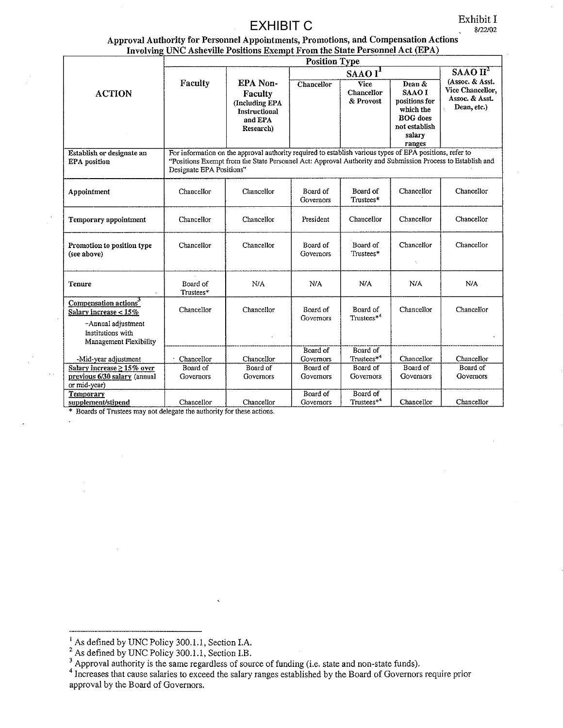# EXHIBIT C

Exhibit I
8/22/02

## Approval Authority for Personnel Appointments, Promotions, and Compensation Actions Involving UNC Asheville Positions Exempt From the State Personnel Act (EPA)

| ACTION | Position Type | | | | | |
|---|---|---|---|---|---|---|
| | Faculty | EPA Non-Faculty (Including EPA Instructional and EPA Research) | SAAO I[1] | | | SAAO II[2] |
| | | | Chancellor | Vice Chancellor & Provost | Dean & SAAO I positions for which the BOG does not establish salary ranges | (Assoc. & Asst. Vice Chancellor, Assoc. & Asst. Dean, etc.) |
| **Establish or designate an EPA position** | For information on the approval authority required to establish various types of EPA positions, refer to "Positions Exempt from the State Personnel Act: Approval Authority and Submission Process to Establish and Designate EPA Positions" | | | | | |
| **Appointment** | Chancellor | Chancellor | Board of Governors | Board of Trustees* | Chancellor | Chancellor |
| **Temporary appointment** | Chancellor | Chancellor | President | Chancellor | Chancellor | Chancellor |
| **Promotion to position type (see above)** | Chancellor | Chancellor | Board of Governors | Board of Trustees* | Chancellor | Chancellor |
| **Tenure** | Board of Trustees* | N/A | N/A | N/A | N/A | N/A |
| **Compensation actions[3]** **Salary increase < 15%** -Annual adjustment Institutions with Management Flexibility | Chancellor | Chancellor | Board of Governors | Board of Trustees*[4] | Chancellor | Chancellor |
| -Mid-year adjustment | Chancellor | Chancellor | Board of Governors | Board of Trustees*[4] | Chancellor | Chancellor |
| **Salary increase ≥ 15% over previous 6/30 salary** (annual or mid-year) | Board of Governors | Board of Governors | Board of Governors | Board of Governors | Board of Governors | Board of Governors |
| **Temporary supplement/stipend** | Chancellor | Chancellor | Board of Governors | Board of Trustees*[4] | Chancellor | Chancellor |

\* Boards of Trustees may not delegate the authority for these actions.

[1] As defined by UNC Policy 300.1.1, Section I.A.

[2] As defined by UNC Policy 300.1.1, Section I.B.

[3] Approval authority is the same regardless of source of funding (i.e. state and non-state funds).

[4] Increases that cause salaries to exceed the salary ranges established by the Board of Governors require prior approval by the Board of Governors.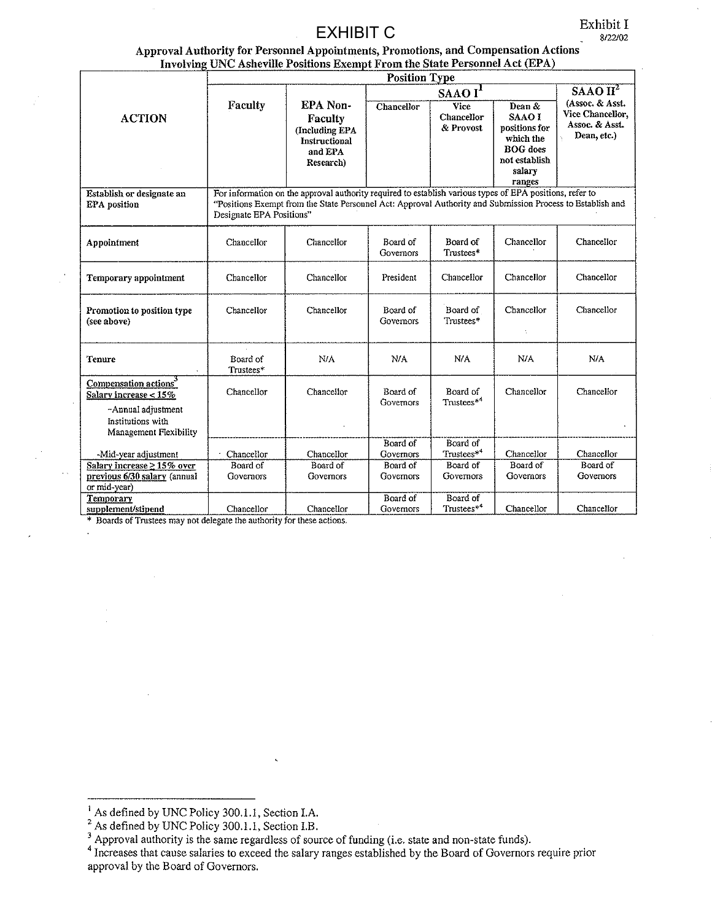# EXHIBIT C

Exhibit I
8/22/02

**Approval Authority for Personnel Appointments, Promotions, and Compensation Actions Involving UNC Asheville Positions Exempt From the State Personnel Act (EPA)**

| ACTION | Position Type | | | | | |
|---|---|---|---|---|---|---|
| | Faculty | EPA Non-Faculty (Including EPA Instructional and EPA Research) | SAAO I[1] | | | SAAO II[2] (Assoc. & Asst. Vice Chancellor, Assoc. & Asst. Dean, etc.) |
| | | | Chancellor | Vice Chancellor & Provost | Dean & SAAO I positions for which the BOG does not establish salary ranges | |
| **Establish or designate an EPA position** | For information on the approval authority required to establish various types of EPA positions, refer to "Positions Exempt from the State Personnel Act: Approval Authority and Submission Process to Establish and Designate EPA Positions" | | | | | |
| **Appointment** | Chancellor | Chancellor | Board of Governors | Board of Trustees* | Chancellor | Chancellor |
| **Temporary appointment** | Chancellor | Chancellor | President | Chancellor | Chancellor | Chancellor |
| **Promotion to position type (see above)** | Chancellor | Chancellor | Board of Governors | Board of Trustees* | Chancellor | Chancellor |
| **Tenure** | Board of Trustees* | N/A | N/A | N/A | N/A | N/A |
| **Compensation actions[3]** **Salary increase < 15%** -Annual adjustment Institutions with Management Flexibility | Chancellor | Chancellor | Board of Governors | Board of Trustees*[4] | Chancellor | Chancellor |
| -Mid-year adjustment | Chancellor | Chancellor | Board of Governors | Board of Trustees*[4] | Chancellor | Chancellor |
| **Salary increase ≥ 15% over previous 6/30 salary** (annual or mid-year) | Board of Governors | Board of Governors | Board of Governors | Board of Governors | Board of Governors | Board of Governors |
| **Temporary supplement/stipend** | Chancellor | Chancellor | Board of Governors | Board of Trustees*[4] | Chancellor | Chancellor |

\* Boards of Trustees may not delegate the authority for these actions.

---

[1] As defined by UNC Policy 300.1.1, Section I.A.

[2] As defined by UNC Policy 300.1.1, Section I.B.

[3] Approval authority is the same regardless of source of funding (i.e. state and non-state funds).

[4] Increases that cause salaries to exceed the salary ranges established by the Board of Governors require prior approval by the Board of Governors.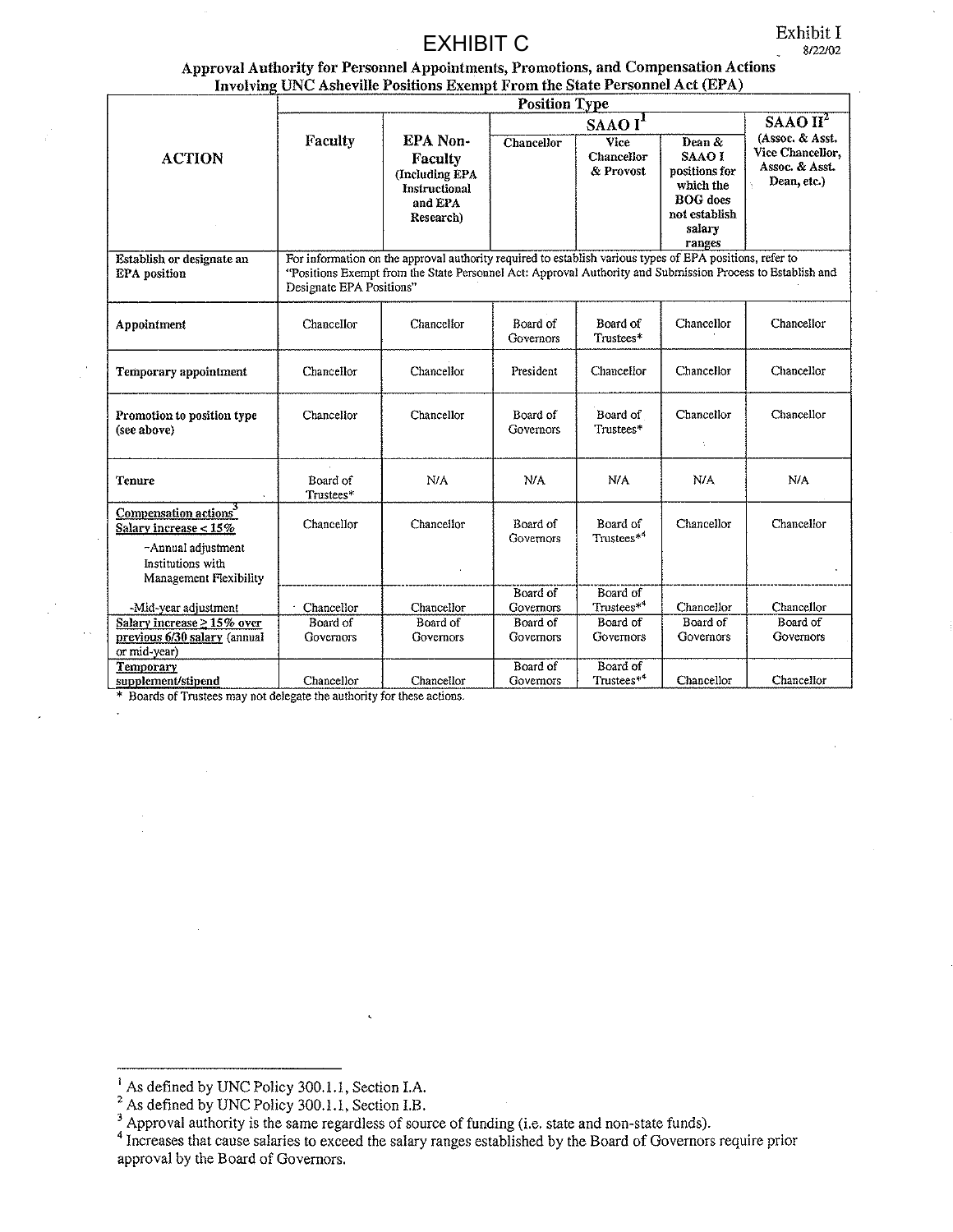# EXHIBIT C

Exhibit I
8/22/02

**Approval Authority for Personnel Appointments, Promotions, and Compensation Actions Involving UNC Asheville Positions Exempt From the State Personnel Act (EPA)**

| ACTION | Position Type | | | | | |
|---|---|---|---|---|---|---|
| | Faculty | EPA Non-Faculty (Including EPA Instructional and EPA Research) | SAAO I[1] | | | SAAO II[2] (Assoc. & Asst. Vice Chancellor, Assoc. & Asst. Dean, etc.) |
| | | | Chancellor | Vice Chancellor & Provost | Dean & SAAO I positions for which the BOG does not establish salary ranges | |
| **Establish or designate an EPA position** | For information on the approval authority required to establish various types of EPA positions, refer to "Positions Exempt from the State Personnel Act: Approval Authority and Submission Process to Establish and Designate EPA Positions" | | | | | |
| **Appointment** | Chancellor | Chancellor | Board of Governors | Board of Trustees* | Chancellor | Chancellor |
| **Temporary appointment** | Chancellor | Chancellor | President | Chancellor | Chancellor | Chancellor |
| **Promotion to position type (see above)** | Chancellor | Chancellor | Board of Governors | Board of Trustees* | Chancellor | Chancellor |
| **Tenure** | Board of Trustees* | N/A | N/A | N/A | N/A | N/A |
| **Compensation actions[3]** **Salary increase < 15%** -Annual adjustment Institutions with Management Flexibility | Chancellor | Chancellor | Board of Governors | Board of Trustees*[4] | Chancellor | Chancellor |
| -Mid-year adjustment | Chancellor | Chancellor | Board of Governors | Board of Trustees*[4] | Chancellor | Chancellor |
| **Salary increase ≥ 15% over previous 6/30 salary** (annual or mid-year) | Board of Governors | Board of Governors | Board of Governors | Board of Governors | Board of Governors | Board of Governors |
| **Temporary supplement/stipend** | Chancellor | Chancellor | Board of Governors | Board of Trustees*[4] | Chancellor | Chancellor |

\* Boards of Trustees may not delegate the authority for these actions.

[1] As defined by UNC Policy 300.1.1, Section I.A.
[2] As defined by UNC Policy 300.1.1, Section I.B.
[3] Approval authority is the same regardless of source of funding (i.e. state and non-state funds).
[4] Increases that cause salaries to exceed the salary ranges established by the Board of Governors require prior approval by the Board of Governors.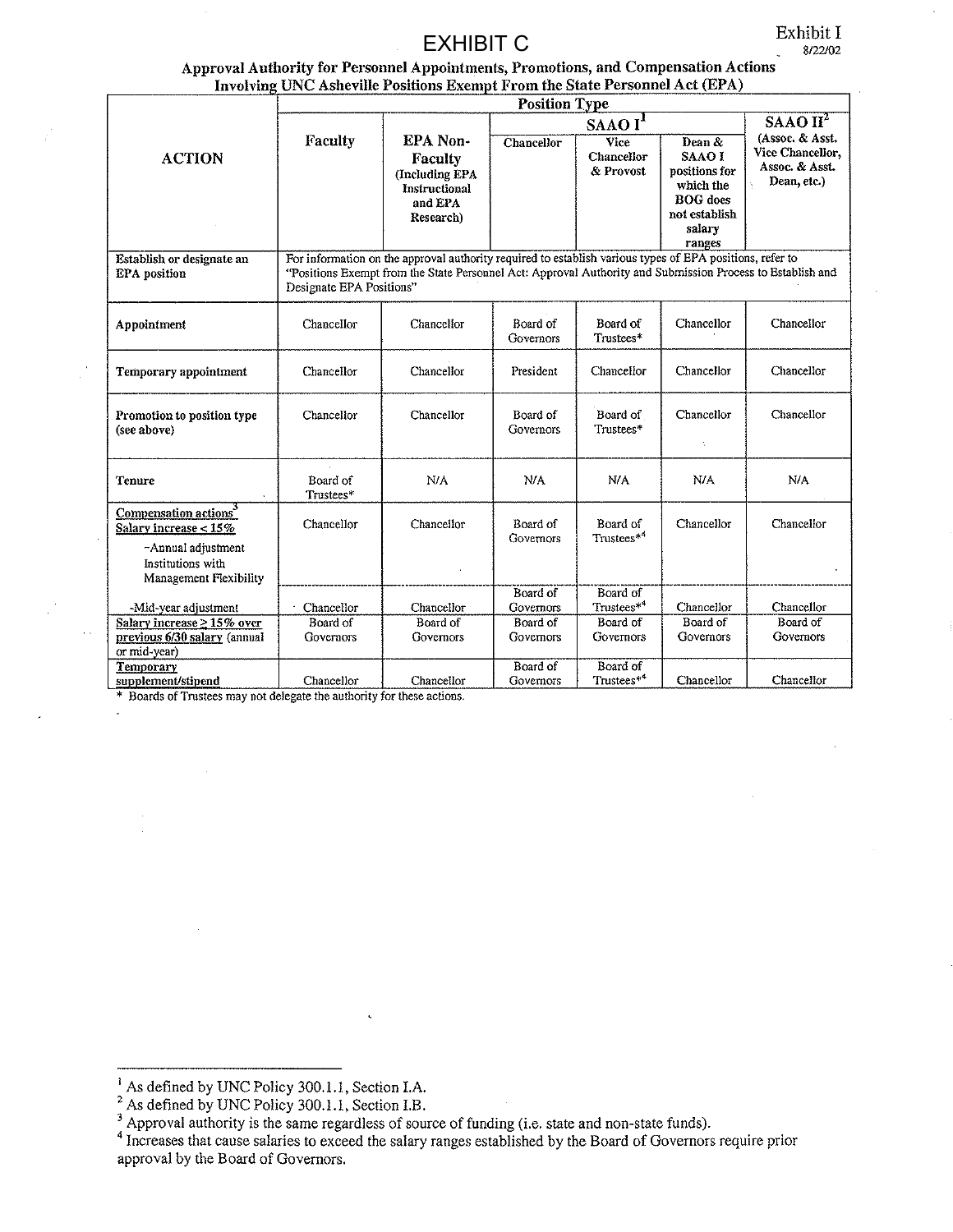# EXHIBIT C

Exhibit I
8/22/02

**Approval Authority for Personnel Appointments, Promotions, and Compensation Actions Involving UNC Asheville Positions Exempt From the State Personnel Act (EPA)**

| ACTION | Position Type | | | | | |
|---|---|---|---|---|---|---|
| | Faculty | EPA Non-Faculty (Including EPA Instructional and EPA Research) | SAAO I[1] | | | SAAO II[2] (Assoc. & Asst. Vice Chancellor, Assoc. & Asst. Dean, etc.) |
| | | | Chancellor | Vice Chancellor & Provost | Dean & SAAO I positions for which the BOG does not establish salary ranges | |
| **Establish or designate an EPA position** | For information on the approval authority required to establish various types of EPA positions, refer to "Positions Exempt from the State Personnel Act: Approval Authority and Submission Process to Establish and Designate EPA Positions" | | | | | |
| **Appointment** | Chancellor | Chancellor | Board of Governors | Board of Trustees* | Chancellor | Chancellor |
| **Temporary appointment** | Chancellor | Chancellor | President | Chancellor | Chancellor | Chancellor |
| **Promotion to position type (see above)** | Chancellor | Chancellor | Board of Governors | Board of Trustees* | Chancellor | Chancellor |
| **Tenure** | Board of Trustees* | N/A | N/A | N/A | N/A | N/A |
| **Compensation actions[3]** **Salary increase < 15%** -Annual adjustment Institutions with Management Flexibility | Chancellor | Chancellor | Board of Governors | Board of Trustees*[4] | Chancellor | Chancellor |
| -Mid-year adjustment | Chancellor | Chancellor | Board of Governors | Board of Trustees*[4] | Chancellor | Chancellor |
| **Salary increase ≥ 15% over previous 6/30 salary** (annual or mid-year) | Board of Governors | Board of Governors | Board of Governors | Board of Governors | Board of Governors | Board of Governors |
| **Temporary supplement/stipend** | Chancellor | Chancellor | Board of Governors | Board of Trustees*[4] | Chancellor | Chancellor |

\* Boards of Trustees may not delegate the authority for these actions.

---

[1] As defined by UNC Policy 300.1.1, Section I.A.

[2] As defined by UNC Policy 300.1.1, Section I.B.

[3] Approval authority is the same regardless of source of funding (i.e. state and non-state funds).

[4] Increases that cause salaries to exceed the salary ranges established by the Board of Governors require prior approval by the Board of Governors.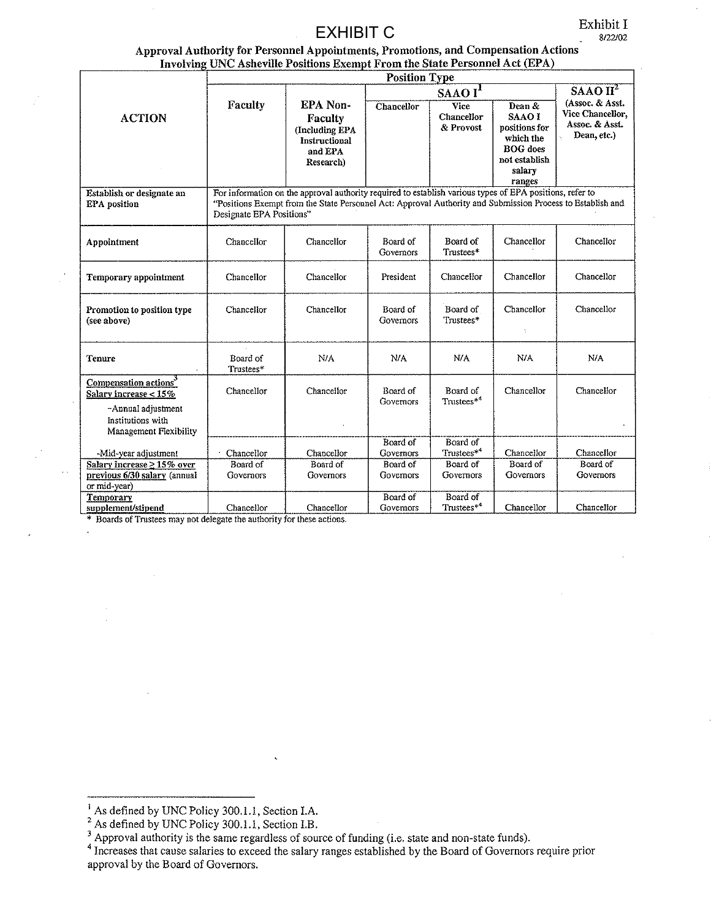Exhibit I
8/22/02

# EXHIBIT C

**Approval Authority for Personnel Appointments, Promotions, and Compensation Actions Involving UNC Asheville Positions Exempt From the State Personnel Act (EPA)**

| ACTION | Faculty | EPA Non-Faculty (Including EPA Instructional and EPA Research) | SAAO I[1]: Chancellor | SAAO I[1]: Vice Chancellor & Provost | SAAO I[1]: Dean & SAAO I positions for which the BOG does not establish salary ranges | SAAO II[2] (Assoc. & Asst. Vice Chancellor, Assoc. & Asst. Dean, etc.) |
|---|---|---|---|---|---|---|
| Establish or designate an EPA position | For information on the approval authority required to establish various types of EPA positions, refer to "Positions Exempt from the State Personnel Act: Approval Authority and Submission Process to Establish and Designate EPA Positions" | | | | | |
| Appointment | Chancellor | Chancellor | Board of Governors | Board of Trustees* | Chancellor | Chancellor |
| Temporary appointment | Chancellor | Chancellor | President | Chancellor | Chancellor | Chancellor |
| Promotion to position type (see above) | Chancellor | Chancellor | Board of Governors | Board of Trustees* | Chancellor | Chancellor |
| Tenure | Board of Trustees* | N/A | N/A | N/A | N/A | N/A |
| Compensation actions[3] Salary increase < 15% -Annual adjustment Institutions with Management Flexibility | Chancellor | Chancellor | Board of Governors | Board of Trustees*[4] | Chancellor | Chancellor |
| -Mid-year adjustment | Chancellor | Chancellor | Board of Governors | Board of Trustees*[4] | Chancellor | Chancellor |
| Salary increase ≥ 15% over previous 6/30 salary (annual or mid-year) | Board of Governors | Board of Governors | Board of Governors | Board of Governors | Board of Governors | Board of Governors |
| Temporary supplement/stipend | Chancellor | Chancellor | Board of Governors | Board of Trustees*[4] | Chancellor | Chancellor |

\* Boards of Trustees may not delegate the authority for these actions.

---

[1] As defined by UNC Policy 300.1.1, Section I.A.

[2] As defined by UNC Policy 300.1.1, Section I.B.

[3] Approval authority is the same regardless of source of funding (i.e. state and non-state funds).

[4] Increases that cause salaries to exceed the salary ranges established by the Board of Governors require prior approval by the Board of Governors.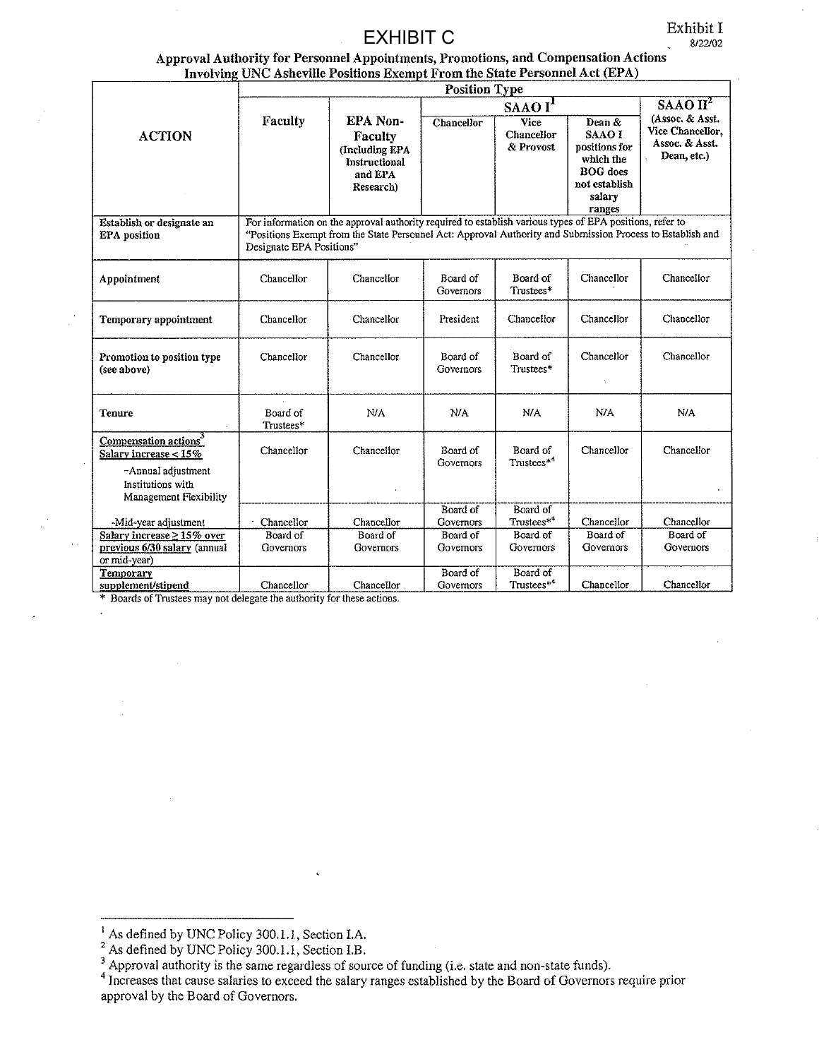# EXHIBIT C

Exhibit I
8/22/02

**Approval Authority for Personnel Appointments, Promotions, and Compensation Actions Involving UNC Asheville Positions Exempt From the State Personnel Act (EPA)**

| ACTION | Position Type | | | | | |
|---|---|---|---|---|---|---|
| | Faculty | EPA Non-Faculty (Including EPA Instructional and EPA Research) | SAAO I[1] | | | SAAO II[2] (Assoc. & Asst. Vice Chancellor, Assoc. & Asst. Dean, etc.) |
| | | | Chancellor | Vice Chancellor & Provost | Dean & SAAO I positions for which the BOG does not establish salary ranges | |
| **Establish or designate an EPA position** | For information on the approval authority required to establish various types of EPA positions, refer to "Positions Exempt from the State Personnel Act: Approval Authority and Submission Process to Establish and Designate EPA Positions" | | | | | |
| **Appointment** | Chancellor | Chancellor | Board of Governors | Board of Trustees* | Chancellor | Chancellor |
| **Temporary appointment** | Chancellor | Chancellor | President | Chancellor | Chancellor | Chancellor |
| **Promotion to position type (see above)** | Chancellor | Chancellor | Board of Governors | Board of Trustees* | Chancellor | Chancellor |
| **Tenure** | Board of Trustees* | N/A | N/A | N/A | N/A | N/A |
| **Compensation actions[3]** **Salary increase < 15%** -Annual adjustment Institutions with Management Flexibility | Chancellor | Chancellor | Board of Governors | Board of Trustees*[4] | Chancellor | Chancellor |
| -Mid-year adjustment | Chancellor | Chancellor | Board of Governors | Board of Trustees*[4] | Chancellor | Chancellor |
| **Salary increase ≥ 15% over previous 6/30 salary** (annual or mid-year) | Board of Governors | Board of Governors | Board of Governors | Board of Governors | Board of Governors | Board of Governors |
| **Temporary supplement/stipend** | Chancellor | Chancellor | Board of Governors | Board of Trustees*[4] | Chancellor | Chancellor |

\* Boards of Trustees may not delegate the authority for these actions.

[1] As defined by UNC Policy 300.1.1, Section I.A.

[2] As defined by UNC Policy 300.1.1, Section I.B.

[3] Approval authority is the same regardless of source of funding (i.e. state and non-state funds).

[4] Increases that cause salaries to exceed the salary ranges established by the Board of Governors require prior approval by the Board of Governors.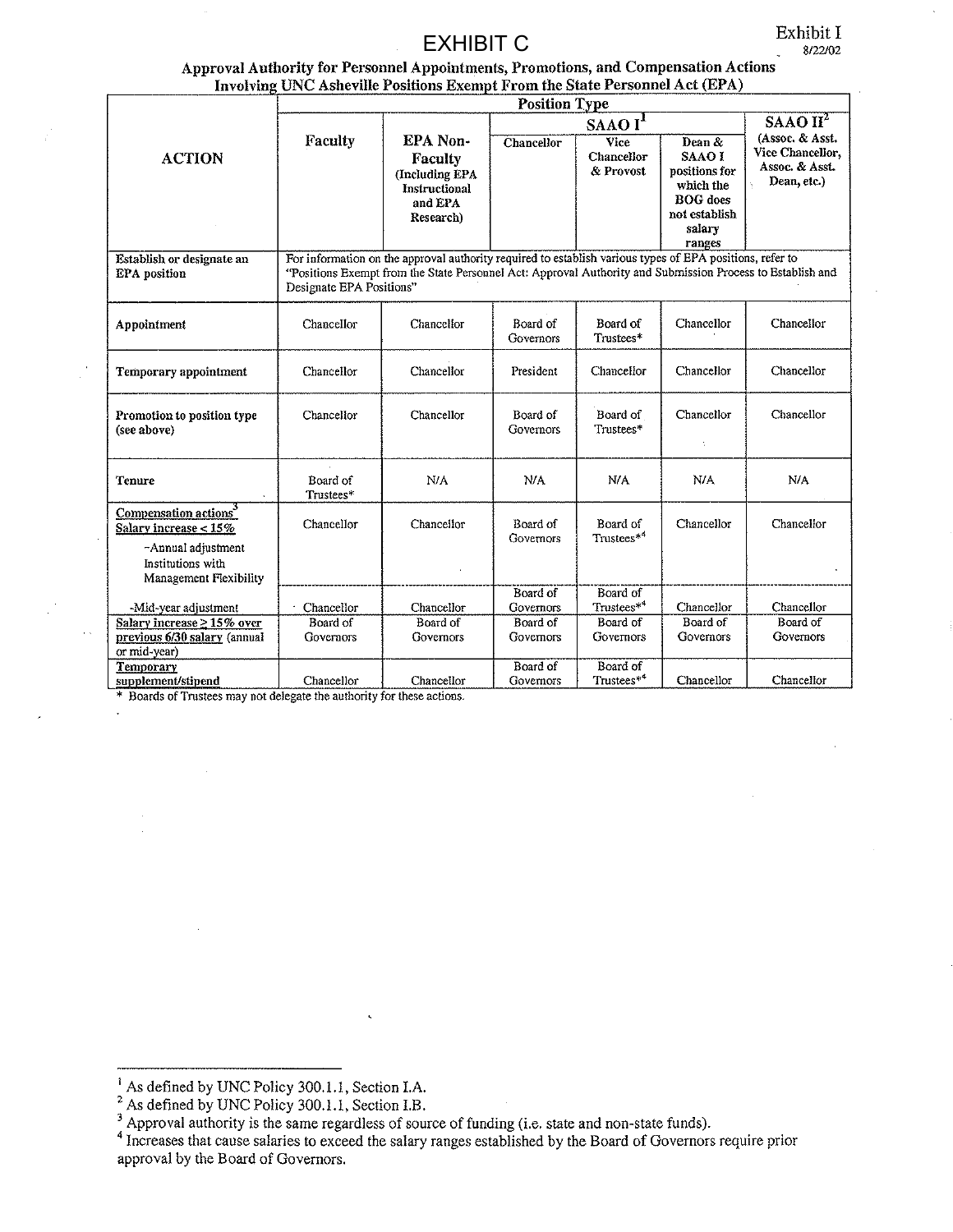# EXHIBIT C

Exhibit I
8/22/02

**Approval Authority for Personnel Appointments, Promotions, and Compensation Actions Involving UNC Asheville Positions Exempt From the State Personnel Act (EPA)**

| ACTION | Position Type | | | | | |
|---|---|---|---|---|---|---|
| | Faculty | EPA Non-Faculty (Including EPA Instructional and EPA Research) | SAAO I[1] | | | SAAO II[2] (Assoc. & Asst. Vice Chancellor, Assoc. & Asst. Dean, etc.) |
| | | | Chancellor | Vice Chancellor & Provost | Dean & SAAO I positions for which the BOG does not establish salary ranges | |
| **Establish or designate an EPA position** | For information on the approval authority required to establish various types of EPA positions, refer to "Positions Exempt from the State Personnel Act: Approval Authority and Submission Process to Establish and Designate EPA Positions" | | | | | |
| **Appointment** | Chancellor | Chancellor | Board of Governors | Board of Trustees* | Chancellor | Chancellor |
| **Temporary appointment** | Chancellor | Chancellor | President | Chancellor | Chancellor | Chancellor |
| **Promotion to position type (see above)** | Chancellor | Chancellor | Board of Governors | Board of Trustees* | Chancellor | Chancellor |
| **Tenure** | Board of Trustees* | N/A | N/A | N/A | N/A | N/A |
| **Compensation actions[3]** **Salary increase < 15%** -Annual adjustment Institutions with Management Flexibility | Chancellor | Chancellor | Board of Governors | Board of Trustees*[4] | Chancellor | Chancellor |
| -Mid-year adjustment | Chancellor | Chancellor | Board of Governors | Board of Trustees*[4] | Chancellor | Chancellor |
| **Salary increase ≥ 15% over previous 6/30 salary** (annual or mid-year) | Board of Governors | Board of Governors | Board of Governors | Board of Governors | Board of Governors | Board of Governors |
| **Temporary supplement/stipend** | Chancellor | Chancellor | Board of Governors | Board of Trustees*[4] | Chancellor | Chancellor |

\* Boards of Trustees may not delegate the authority for these actions.

---

[1] As defined by UNC Policy 300.1.1, Section I.A.

[2] As defined by UNC Policy 300.1.1, Section I.B.

[3] Approval authority is the same regardless of source of funding (i.e. state and non-state funds).

[4] Increases that cause salaries to exceed the salary ranges established by the Board of Governors require prior approval by the Board of Governors.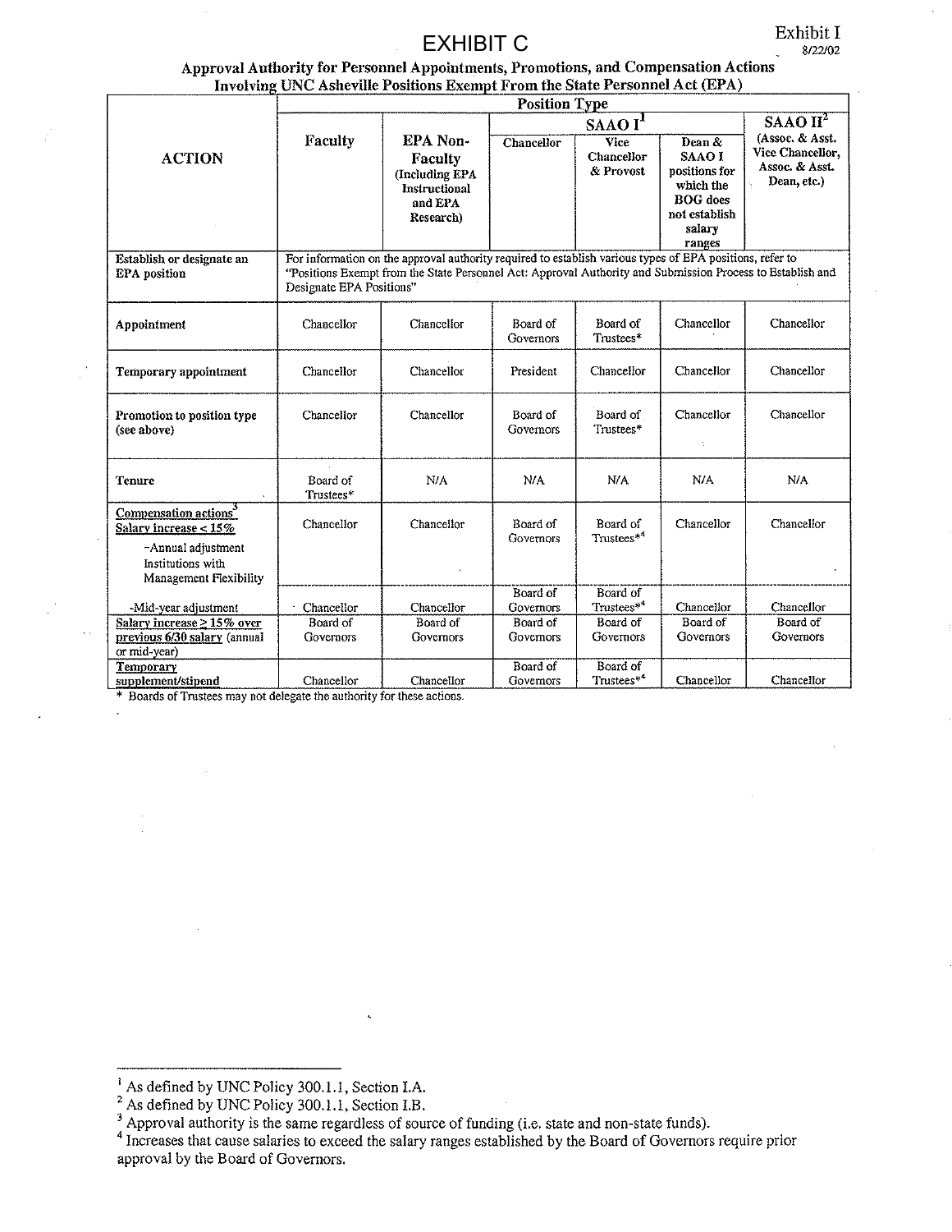# EXHIBIT C

Exhibit I
8/22/02

**Approval Authority for Personnel Appointments, Promotions, and Compensation Actions Involving UNC Asheville Positions Exempt From the State Personnel Act (EPA)**

| ACTION | Position Type | | | | | |
|---|---|---|---|---|---|---|
| | Faculty | EPA Non-Faculty (Including EPA Instructional and EPA Research) | SAAO I[1] | | | SAAO II[2] (Assoc. & Asst. Vice Chancellor, Assoc. & Asst. Dean, etc.) |
| | | | Chancellor | Vice Chancellor & Provost | Dean & SAAO I positions for which the BOG does not establish salary ranges | |
| **Establish or designate an EPA position** | For information on the approval authority required to establish various types of EPA positions, refer to "Positions Exempt from the State Personnel Act: Approval Authority and Submission Process to Establish and Designate EPA Positions" | | | | | |
| **Appointment** | Chancellor | Chancellor | Board of Governors | Board of Trustees* | Chancellor | Chancellor |
| **Temporary appointment** | Chancellor | Chancellor | President | Chancellor | Chancellor | Chancellor |
| **Promotion to position type (see above)** | Chancellor | Chancellor | Board of Governors | Board of Trustees* | Chancellor | Chancellor |
| **Tenure** | Board of Trustees* | N/A | N/A | N/A | N/A | N/A |
| **Compensation actions[3]** **Salary increase < 15%** -Annual adjustment Institutions with Management Flexibility | Chancellor | Chancellor | Board of Governors | Board of Trustees*[4] | Chancellor | Chancellor |
| -Mid-year adjustment | Chancellor | Chancellor | Board of Governors | Board of Trustees*[4] | Chancellor | Chancellor |
| **Salary increase ≥ 15% over previous 6/30 salary** (annual or mid-year) | Board of Governors | Board of Governors | Board of Governors | Board of Governors | Board of Governors | Board of Governors |
| **Temporary supplement/stipend** | Chancellor | Chancellor | Board of Governors | Board of Trustees*[4] | Chancellor | Chancellor |

\* Boards of Trustees may not delegate the authority for these actions.

[1] As defined by UNC Policy 300.1.1, Section I.A.

[2] As defined by UNC Policy 300.1.1, Section I.B.

[3] Approval authority is the same regardless of source of funding (i.e. state and non-state funds).

[4] Increases that cause salaries to exceed the salary ranges established by the Board of Governors require prior approval by the Board of Governors.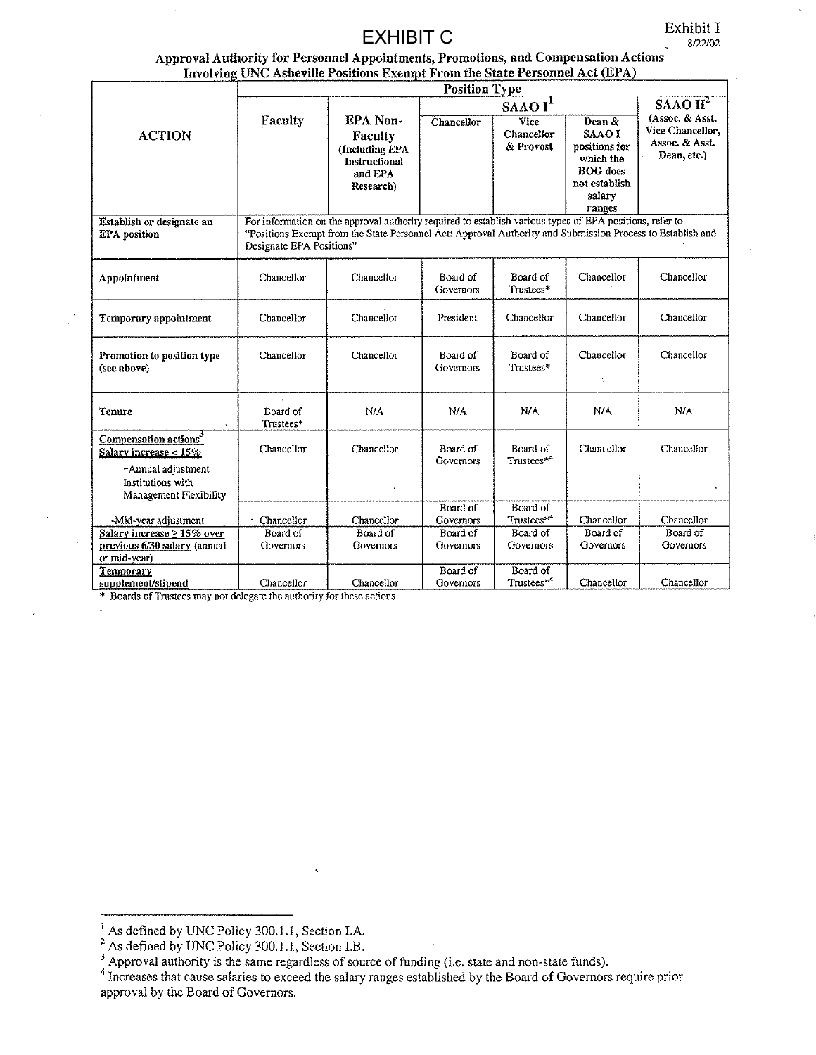# EXHIBIT C

Exhibit I
8/22/02

**Approval Authority for Personnel Appointments, Promotions, and Compensation Actions Involving UNC Asheville Positions Exempt From the State Personnel Act (EPA)**

| ACTION | Position Type | | | | | |
|---|---|---|---|---|---|---|
| | | | SAAO I[1] | | | SAAO II[2] |
| | Faculty | EPA Non-Faculty (Including EPA Instructional and EPA Research) | Chancellor | Vice Chancellor & Provost | Dean & SAAO I positions for which the BOG does not establish salary ranges | (Assoc. & Asst. Vice Chancellor, Assoc. & Asst. Dean, etc.) |
| **Establish or designate an EPA position** | For information on the approval authority required to establish various types of EPA positions, refer to "Positions Exempt from the State Personnel Act: Approval Authority and Submission Process to Establish and Designate EPA Positions" | | | | | |
| **Appointment** | Chancellor | Chancellor | Board of Governors | Board of Trustees* | Chancellor | Chancellor |
| **Temporary appointment** | Chancellor | Chancellor | President | Chancellor | Chancellor | Chancellor |
| **Promotion to position type (see above)** | Chancellor | Chancellor | Board of Governors | Board of Trustees* | Chancellor | Chancellor |
| **Tenure** | Board of Trustees* | N/A | N/A | N/A | N/A | N/A |
| **Compensation actions[3]** **Salary increase < 15%** -Annual adjustment Institutions with Management Flexibility | Chancellor | Chancellor | Board of Governors | Board of Trustees*[4] | Chancellor | Chancellor |
| -Mid-year adjustment | Chancellor | Chancellor | Board of Governors | Board of Trustees*[4] | Chancellor | Chancellor |
| **Salary increase ≥ 15% over previous 6/30 salary** (annual or mid-year) | Board of Governors | Board of Governors | Board of Governors | Board of Governors | Board of Governors | Board of Governors |
| **Temporary supplement/stipend** | Chancellor | Chancellor | Board of Governors | Board of Trustees*[4] | Chancellor | Chancellor |

\* Boards of Trustees may not delegate the authority for these actions.

---

[1] As defined by UNC Policy 300.1.1, Section I.A.

[2] As defined by UNC Policy 300.1.1, Section I.B.

[3] Approval authority is the same regardless of source of funding (i.e. state and non-state funds).

[4] Increases that cause salaries to exceed the salary ranges established by the Board of Governors require prior approval by the Board of Governors.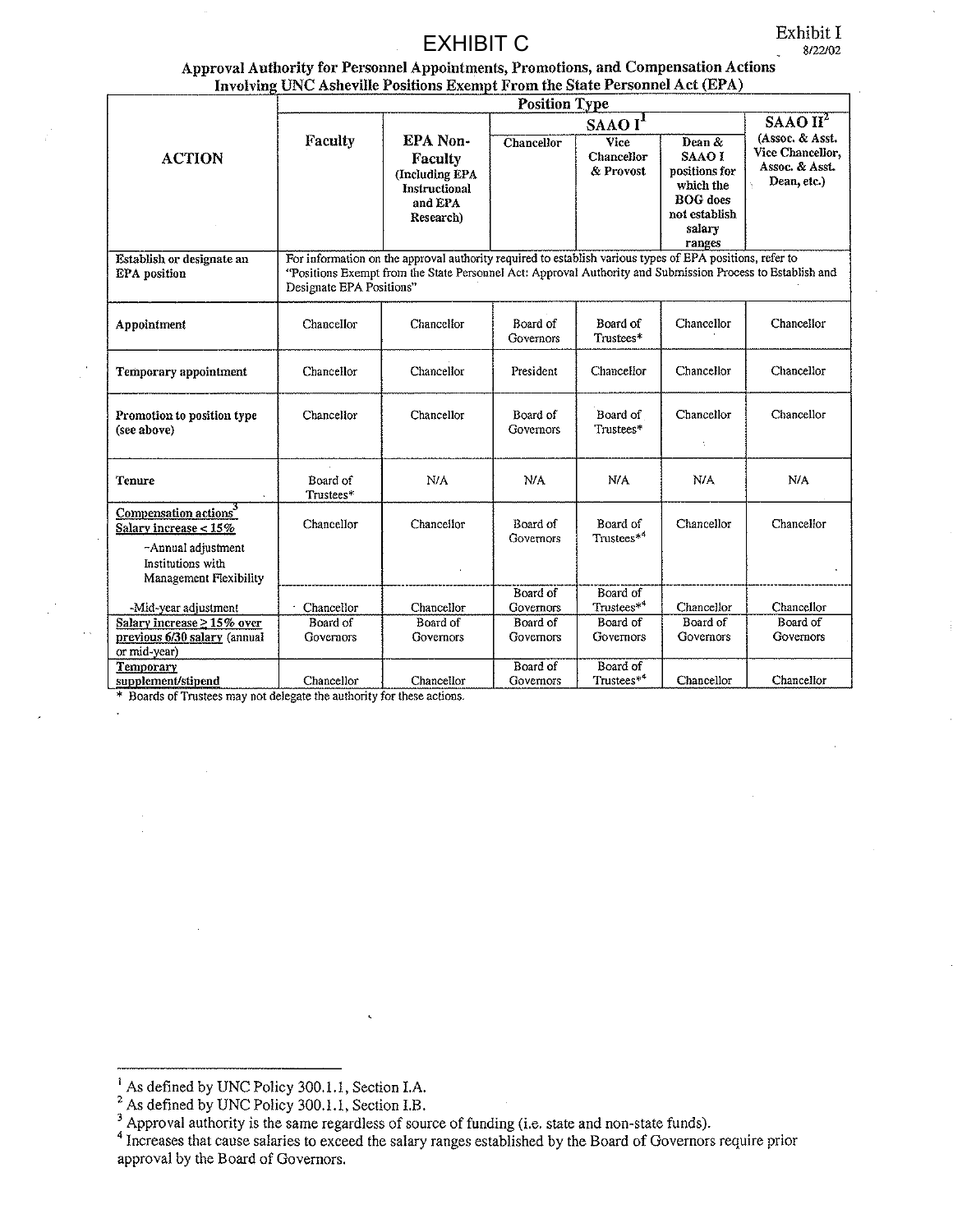# EXHIBIT C

Exhibit I
8/22/02

**Approval Authority for Personnel Appointments, Promotions, and Compensation Actions Involving UNC Asheville Positions Exempt From the State Personnel Act (EPA)**

| ACTION | Position Type | | | | | |
|---|---|---|---|---|---|---|
| | Faculty | EPA Non-Faculty (Including EPA Instructional and EPA Research) | SAAO I[1] | | | SAAO II[2] (Assoc. & Asst. Vice Chancellor, Assoc. & Asst. Dean, etc.) |
| | | | Chancellor | Vice Chancellor & Provost | Dean & SAAO I positions for which the BOG does not establish salary ranges | |
| **Establish or designate an EPA position** | For information on the approval authority required to establish various types of EPA positions, refer to "Positions Exempt from the State Personnel Act: Approval Authority and Submission Process to Establish and Designate EPA Positions" | | | | | |
| **Appointment** | Chancellor | Chancellor | Board of Governors | Board of Trustees* | Chancellor | Chancellor |
| **Temporary appointment** | Chancellor | Chancellor | President | Chancellor | Chancellor | Chancellor |
| **Promotion to position type (see above)** | Chancellor | Chancellor | Board of Governors | Board of Trustees* | Chancellor | Chancellor |
| **Tenure** | Board of Trustees* | N/A | N/A | N/A | N/A | N/A |
| **Compensation actions[3]** **Salary increase < 15%** -Annual adjustment Institutions with Management Flexibility | Chancellor | Chancellor | Board of Governors | Board of Trustees*[4] | Chancellor | Chancellor |
| -Mid-year adjustment | Chancellor | Chancellor | Board of Governors | Board of Trustees*[4] | Chancellor | Chancellor |
| **Salary increase ≥ 15% over previous 6/30 salary** (annual or mid-year) | Board of Governors | Board of Governors | Board of Governors | Board of Governors | Board of Governors | Board of Governors |
| **Temporary supplement/stipend** | Chancellor | Chancellor | Board of Governors | Board of Trustees*[4] | Chancellor | Chancellor |

\* Boards of Trustees may not delegate the authority for these actions.

[1] As defined by UNC Policy 300.1.1, Section I.A.

[2] As defined by UNC Policy 300.1.1, Section I.B.

[3] Approval authority is the same regardless of source of funding (i.e. state and non-state funds).

[4] Increases that cause salaries to exceed the salary ranges established by the Board of Governors require prior approval by the Board of Governors.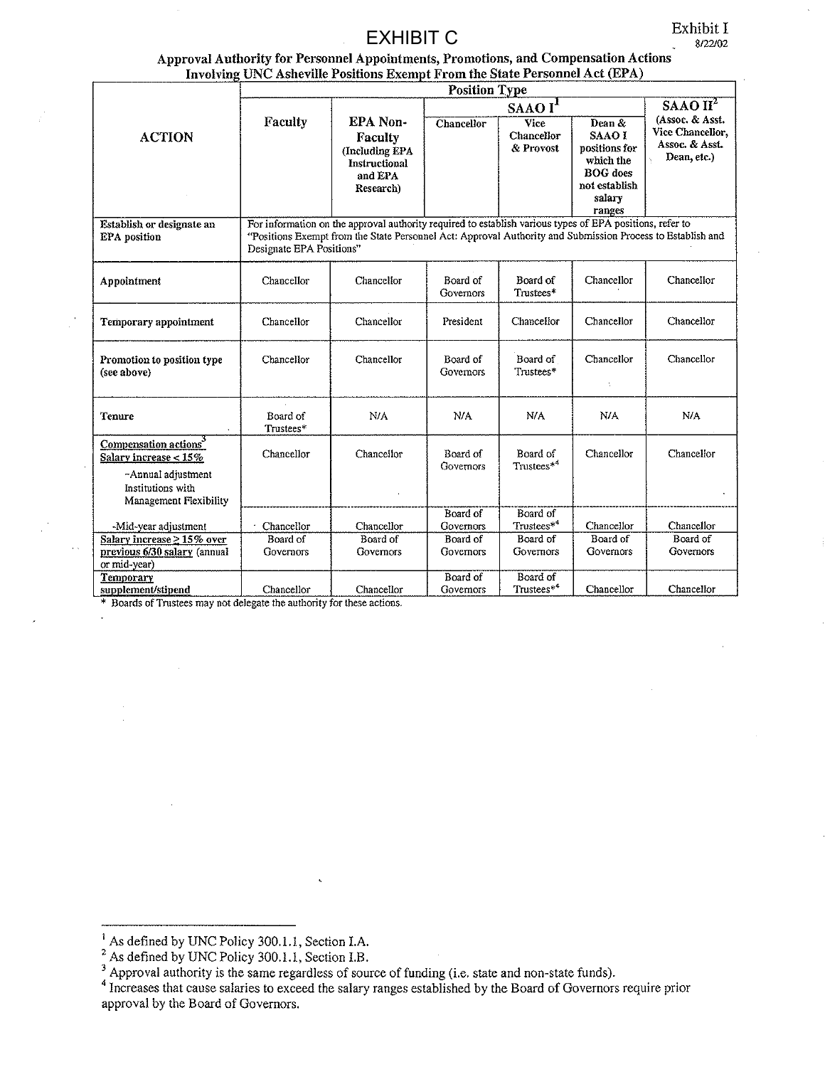# EXHIBIT C

Exhibit I
8/22/02

**Approval Authority for Personnel Appointments, Promotions, and Compensation Actions Involving UNC Asheville Positions Exempt From the State Personnel Act (EPA)**

| ACTION | Position Type | | | | | |
|---|---|---|---|---|---|---|
| | Faculty | EPA Non-Faculty (Including EPA Instructional and EPA Research) | SAAO I[1] | | | SAAO II[2] (Assoc. & Asst. Vice Chancellor, Assoc. & Asst. Dean, etc.) |
| | | | Chancellor | Vice Chancellor & Provost | Dean & SAAO I positions for which the BOG does not establish salary ranges | |
| **Establish or designate an EPA position** | For information on the approval authority required to establish various types of EPA positions, refer to "Positions Exempt from the State Personnel Act: Approval Authority and Submission Process to Establish and Designate EPA Positions" | | | | | |
| **Appointment** | Chancellor | Chancellor | Board of Governors | Board of Trustees* | Chancellor | Chancellor |
| **Temporary appointment** | Chancellor | Chancellor | President | Chancellor | Chancellor | Chancellor |
| **Promotion to position type (see above)** | Chancellor | Chancellor | Board of Governors | Board of Trustees* | Chancellor | Chancellor |
| **Tenure** | Board of Trustees* | N/A | N/A | N/A | N/A | N/A |
| **Compensation actions[3]** **Salary increase < 15%** -Annual adjustment Institutions with Management Flexibility | Chancellor | Chancellor | Board of Governors | Board of Trustees*[4] | Chancellor | Chancellor |
| -Mid-year adjustment | Chancellor | Chancellor | Board of Governors | Board of Trustees*[4] | Chancellor | Chancellor |
| **Salary increase ≥ 15% over previous 6/30 salary** (annual or mid-year) | Board of Governors | Board of Governors | Board of Governors | Board of Governors | Board of Governors | Board of Governors |
| **Temporary supplement/stipend** | Chancellor | Chancellor | Board of Governors | Board of Trustees*[4] | Chancellor | Chancellor |

\* Boards of Trustees may not delegate the authority for these actions.

[1] As defined by UNC Policy 300.1.1, Section I.A.
[2] As defined by UNC Policy 300.1.1, Section I.B.
[3] Approval authority is the same regardless of source of funding (i.e. state and non-state funds).
[4] Increases that cause salaries to exceed the salary ranges established by the Board of Governors require prior approval by the Board of Governors.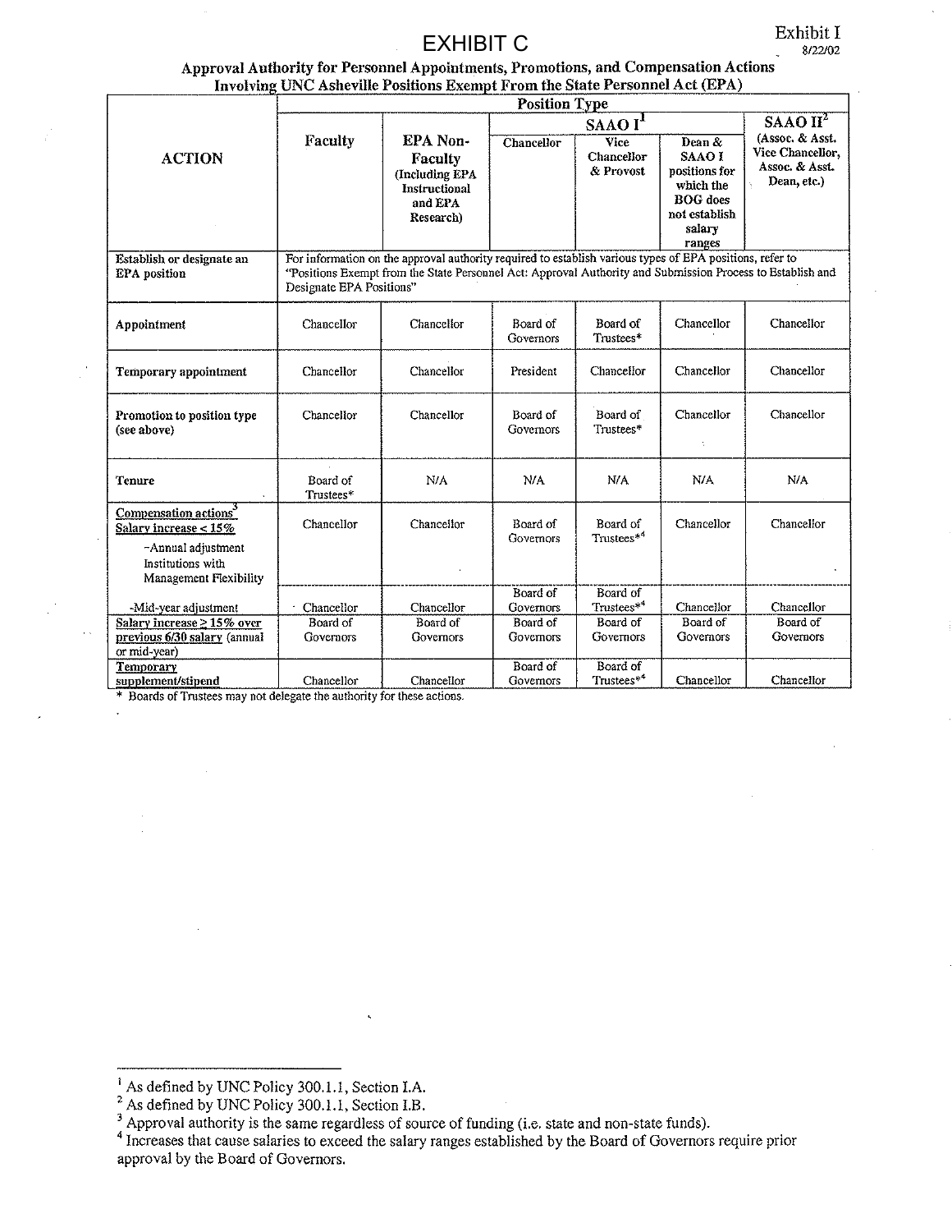# EXHIBIT C

Exhibit I
8/22/02

**Approval Authority for Personnel Appointments, Promotions, and Compensation Actions Involving UNC Asheville Positions Exempt From the State Personnel Act (EPA)**

| ACTION | Position Type | | | | | |
|---|---|---|---|---|---|---|
| | Faculty | EPA Non-Faculty (Including EPA Instructional and EPA Research) | SAAO I[1] | | | SAAO II[2] |
| | | | Chancellor | Vice Chancellor & Provost | Dean & SAAO I positions for which the BOG does not establish salary ranges | (Assoc. & Asst. Vice Chancellor, Assoc. & Asst. Dean, etc.) |
| **Establish or designate an EPA position** | For information on the approval authority required to establish various types of EPA positions, refer to "Positions Exempt from the State Personnel Act: Approval Authority and Submission Process to Establish and Designate EPA Positions" | | | | | |
| **Appointment** | Chancellor | Chancellor | Board of Governors | Board of Trustees* | Chancellor | Chancellor |
| **Temporary appointment** | Chancellor | Chancellor | President | Chancellor | Chancellor | Chancellor |
| **Promotion to position type (see above)** | Chancellor | Chancellor | Board of Governors | Board of Trustees* | Chancellor | Chancellor |
| **Tenure** | Board of Trustees* | N/A | N/A | N/A | N/A | N/A |
| **Compensation actions[3]** **Salary increase < 15%** -Annual adjustment Institutions with Management Flexibility | Chancellor | Chancellor | Board of Governors | Board of Trustees*[4] | Chancellor | Chancellor |
| -Mid-year adjustment | Chancellor | Chancellor | Board of Governors | Board of Trustees*[4] | Chancellor | Chancellor |
| **Salary increase ≥ 15% over previous 6/30 salary** (annual or mid-year) | Board of Governors | Board of Governors | Board of Governors | Board of Governors | Board of Governors | Board of Governors |
| **Temporary supplement/stipend** | Chancellor | Chancellor | Board of Governors | Board of Trustees*[4] | Chancellor | Chancellor |

\* Boards of Trustees may not delegate the authority for these actions.

[1] As defined by UNC Policy 300.1.1, Section I.A.

[2] As defined by UNC Policy 300.1.1, Section I.B.

[3] Approval authority is the same regardless of source of funding (i.e. state and non-state funds).

[4] Increases that cause salaries to exceed the salary ranges established by the Board of Governors require prior approval by the Board of Governors.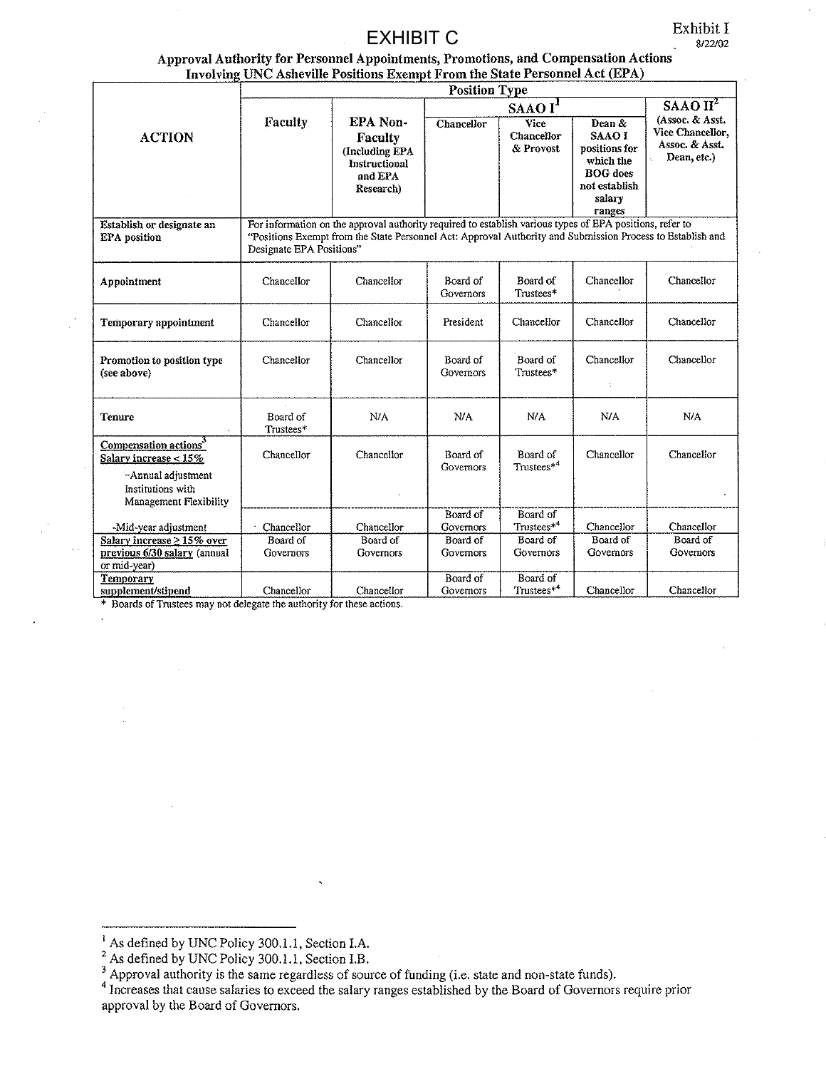# EXHIBIT C

Exhibit I
8/22/02

**Approval Authority for Personnel Appointments, Promotions, and Compensation Actions Involving UNC Asheville Positions Exempt From the State Personnel Act (EPA)**

| ACTION | Position Type | | | | | |
|---|---|---|---|---|---|---|
| | | | SAAO I[1] | | | SAAO II[2] |
| | **Faculty** | **EPA Non-Faculty** (Including EPA Instructional and EPA Research) | **Chancellor** | **Vice Chancellor & Provost** | **Dean & SAAO I positions for which the BOG does not establish salary ranges** | (Assoc. & Asst. Vice Chancellor, Assoc. & Asst. Dean, etc.) |
| **Establish or designate an EPA position** | For information on the approval authority required to establish various types of EPA positions, refer to "Positions Exempt from the State Personnel Act: Approval Authority and Submission Process to Establish and Designate EPA Positions" | | | | | |
| **Appointment** | Chancellor | Chancellor | Board of Governors | Board of Trustees* | Chancellor | Chancellor |
| **Temporary appointment** | Chancellor | Chancellor | President | Chancellor | Chancellor | Chancellor |
| **Promotion to position type (see above)** | Chancellor | Chancellor | Board of Governors | Board of Trustees* | Chancellor | Chancellor |
| **Tenure** | Board of Trustees* | N/A | N/A | N/A | N/A | N/A |
| **Compensation actions[3]** **Salary increase < 15%** -Annual adjustment Institutions with Management Flexibility | Chancellor | Chancellor | Board of Governors | Board of Trustees*[4] | Chancellor | Chancellor |
| -Mid-year adjustment | Chancellor | Chancellor | Board of Governors | Board of Trustees*[4] | Chancellor | Chancellor |
| **Salary increase ≥ 15% over previous 6/30 salary** (annual or mid-year) | Board of Governors | Board of Governors | Board of Governors | Board of Governors | Board of Governors | Board of Governors |
| **Temporary supplement/stipend** | Chancellor | Chancellor | Board of Governors | Board of Trustees*[4] | Chancellor | Chancellor |

\* Boards of Trustees may not delegate the authority for these actions.

[1] As defined by UNC Policy 300.1.1, Section I.A.
[2] As defined by UNC Policy 300.1.1, Section I.B.
[3] Approval authority is the same regardless of source of funding (i.e. state and non-state funds).
[4] Increases that cause salaries to exceed the salary ranges established by the Board of Governors require prior approval by the Board of Governors.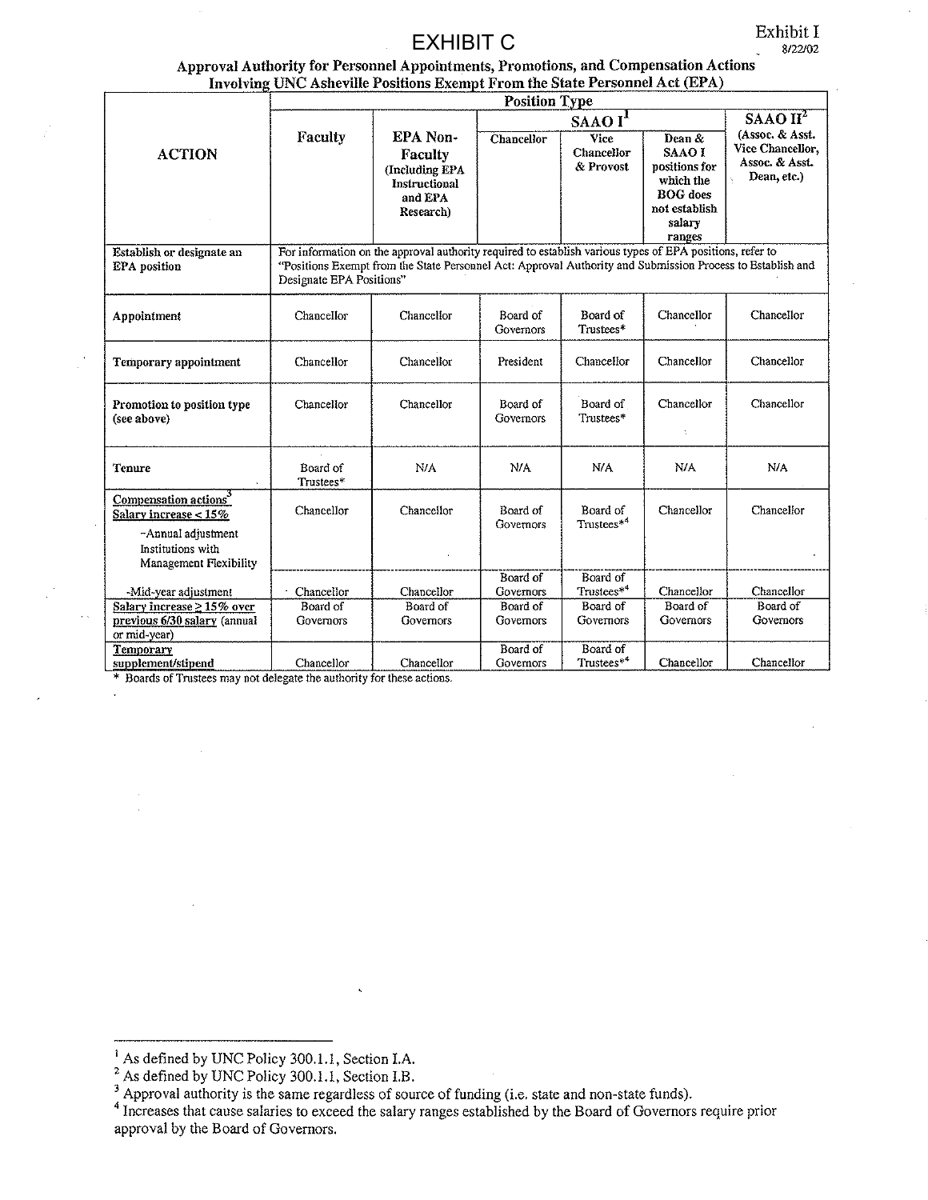# EXHIBIT C

Exhibit I
8/22/02

**Approval Authority for Personnel Appointments, Promotions, and Compensation Actions Involving UNC Asheville Positions Exempt From the State Personnel Act (EPA)**

| ACTION | Position Type | | | | | |
|---|---|---|---|---|---|---|
| | Faculty | EPA Non-Faculty (Including EPA Instructional and EPA Research) | SAAO I[1] | | | SAAO II[2] (Assoc. & Asst. Vice Chancellor, Assoc. & Asst. Dean, etc.) |
| | | | Chancellor | Vice Chancellor & Provost | Dean & SAAO I positions for which the BOG does not establish salary ranges | |
| **Establish or designate an EPA position** | For information on the approval authority required to establish various types of EPA positions, refer to "Positions Exempt from the State Personnel Act: Approval Authority and Submission Process to Establish and Designate EPA Positions" | | | | | |
| **Appointment** | Chancellor | Chancellor | Board of Governors | Board of Trustees* | Chancellor | Chancellor |
| **Temporary appointment** | Chancellor | Chancellor | President | Chancellor | Chancellor | Chancellor |
| **Promotion to position type (see above)** | Chancellor | Chancellor | Board of Governors | Board of Trustees* | Chancellor | Chancellor |
| **Tenure** | Board of Trustees* | N/A | N/A | N/A | N/A | N/A |
| **Compensation actions[3]** **Salary increase < 15%** -Annual adjustment Institutions with Management Flexibility | Chancellor | Chancellor | Board of Governors | Board of Trustees*[4] | Chancellor | Chancellor |
| -Mid-year adjustment | Chancellor | Chancellor | Board of Governors | Board of Trustees*[4] | Chancellor | Chancellor |
| **Salary increase ≥ 15% over previous 6/30 salary** (annual or mid-year) | Board of Governors | Board of Governors | Board of Governors | Board of Governors | Board of Governors | Board of Governors |
| **Temporary supplement/stipend** | Chancellor | Chancellor | Board of Governors | Board of Trustees*[4] | Chancellor | Chancellor |

\* Boards of Trustees may not delegate the authority for these actions.

[1] As defined by UNC Policy 300.1.1, Section I.A.
[2] As defined by UNC Policy 300.1.1, Section I.B.
[3] Approval authority is the same regardless of source of funding (i.e. state and non-state funds).
[4] Increases that cause salaries to exceed the salary ranges established by the Board of Governors require prior approval by the Board of Governors.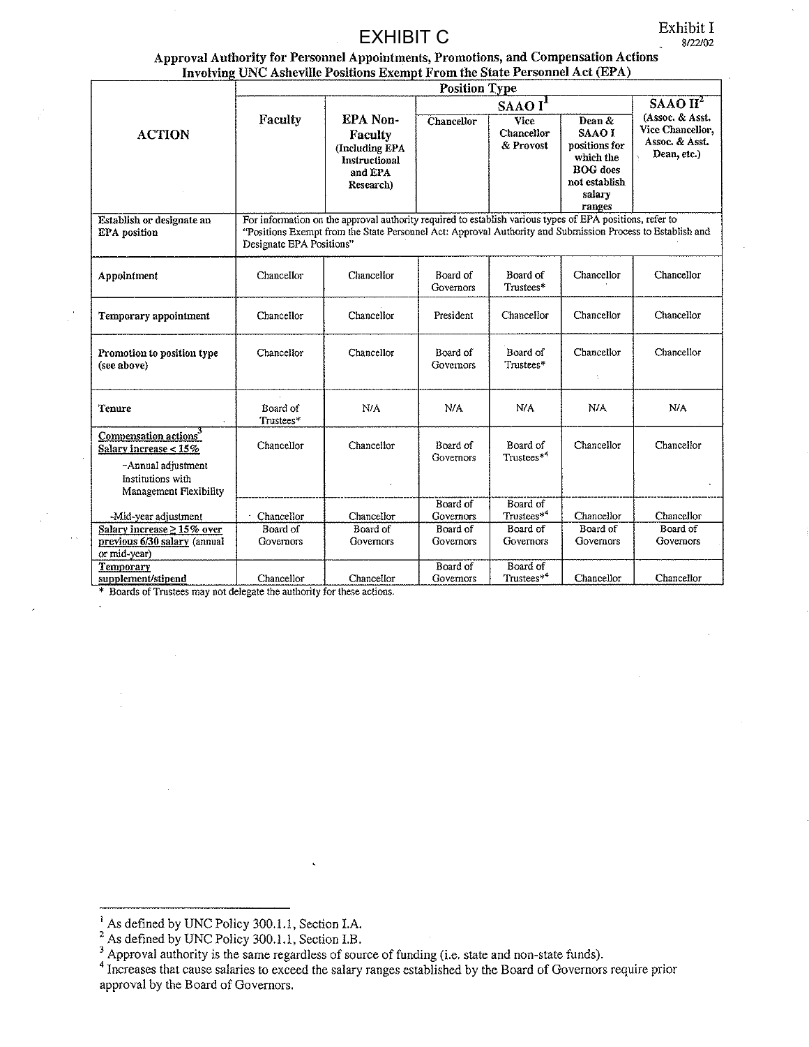# EXHIBIT C

Exhibit I
8/22/02

**Approval Authority for Personnel Appointments, Promotions, and Compensation Actions Involving UNC Asheville Positions Exempt From the State Personnel Act (EPA)**

| ACTION | Position Type | | | | | |
|---|---|---|---|---|---|---|
| | Faculty | EPA Non-Faculty (Including EPA Instructional and EPA Research) | SAAO I[1] | | | SAAO II[2] (Assoc. & Asst. Vice Chancellor, Assoc. & Asst. Dean, etc.) |
| | | | Chancellor | Vice Chancellor & Provost | Dean & SAAO I positions for which the BOG does not establish salary ranges | |
| **Establish or designate an EPA position** | For information on the approval authority required to establish various types of EPA positions, refer to "Positions Exempt from the State Personnel Act: Approval Authority and Submission Process to Establish and Designate EPA Positions" | | | | | |
| **Appointment** | Chancellor | Chancellor | Board of Governors | Board of Trustees* | Chancellor | Chancellor |
| **Temporary appointment** | Chancellor | Chancellor | President | Chancellor | Chancellor | Chancellor |
| **Promotion to position type (see above)** | Chancellor | Chancellor | Board of Governors | Board of Trustees* | Chancellor | Chancellor |
| **Tenure** | Board of Trustees* | N/A | N/A | N/A | N/A | N/A |
| **Compensation actions**[3] **Salary increase < 15%** -Annual adjustment Institutions with Management Flexibility | Chancellor | Chancellor | Board of Governors | Board of Trustees*[4] | Chancellor | Chancellor |
| -Mid-year adjustment | Chancellor | Chancellor | Board of Governors | Board of Trustees*[4] | Chancellor | Chancellor |
| **Salary increase ≥ 15% over previous 6/30 salary** (annual or mid-year) | Board of Governors | Board of Governors | Board of Governors | Board of Governors | Board of Governors | Board of Governors |
| **Temporary supplement/stipend** | Chancellor | Chancellor | Board of Governors | Board of Trustees*[4] | Chancellor | Chancellor |

\* Boards of Trustees may not delegate the authority for these actions.

[1] As defined by UNC Policy 300.1.1, Section I.A.

[2] As defined by UNC Policy 300.1.1, Section I.B.

[3] Approval authority is the same regardless of source of funding (i.e. state and non-state funds).

[4] Increases that cause salaries to exceed the salary ranges established by the Board of Governors require prior approval by the Board of Governors.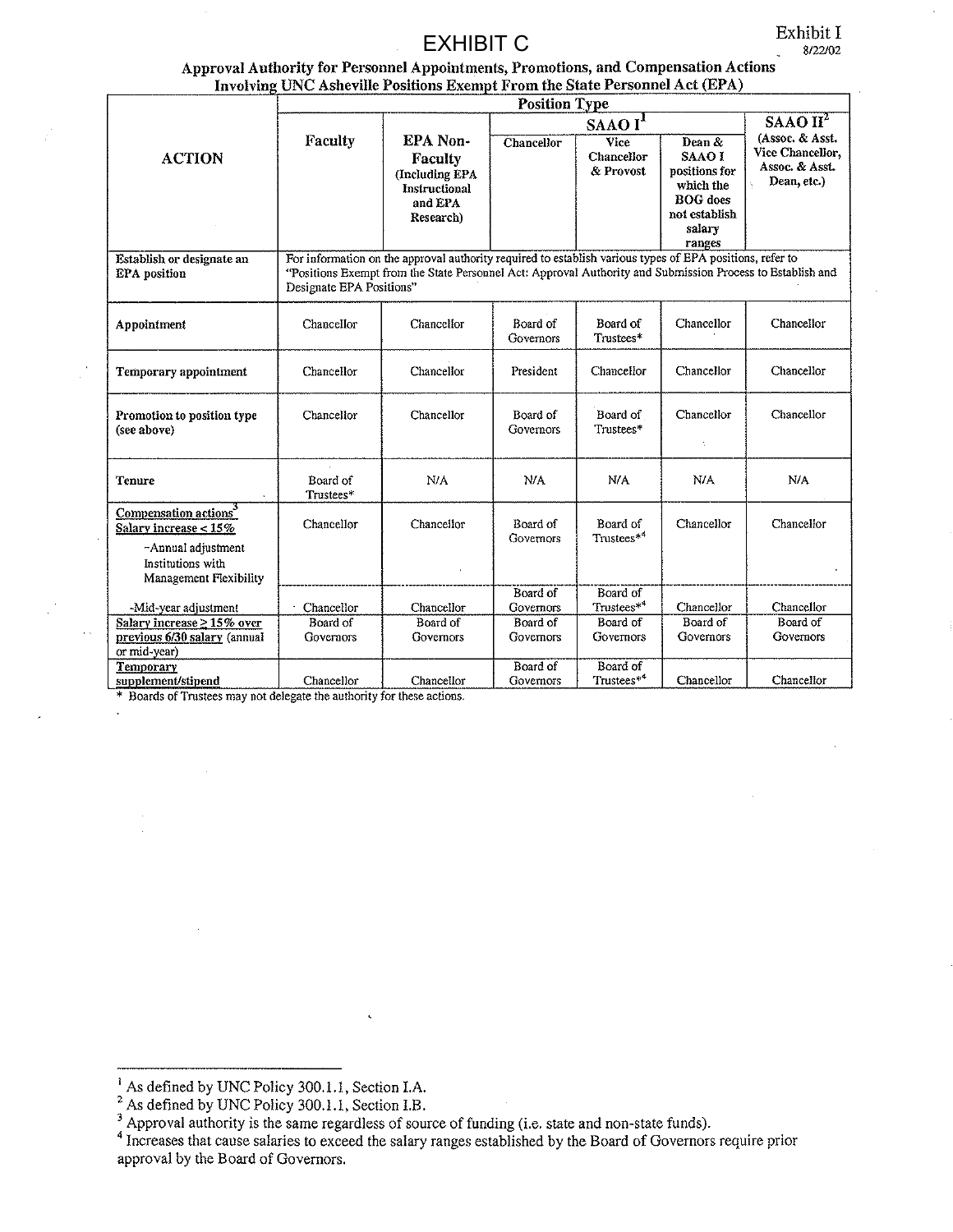# EXHIBIT C

Exhibit I
8/22/02

## Approval Authority for Personnel Appointments, Promotions, and Compensation Actions Involving UNC Asheville Positions Exempt From the State Personnel Act (EPA)

| ACTION | Position Type | | | | | |
|---|---|---|---|---|---|---|
| | Faculty | EPA Non-Faculty (Including EPA Instructional and EPA Research) | SAAO I[1] | | | SAAO II[2] (Assoc. & Asst. Vice Chancellor, Assoc. & Asst. Dean, etc.) |
| | | | Chancellor | Vice Chancellor & Provost | Dean & SAAO I positions for which the BOG does not establish salary ranges | |
| Establish or designate an EPA position | For information on the approval authority required to establish various types of EPA positions, refer to "Positions Exempt from the State Personnel Act: Approval Authority and Submission Process to Establish and Designate EPA Positions" | | | | | |
| Appointment | Chancellor | Chancellor | Board of Governors | Board of Trustees* | Chancellor | Chancellor |
| Temporary appointment | Chancellor | Chancellor | President | Chancellor | Chancellor | Chancellor |
| Promotion to position type (see above) | Chancellor | Chancellor | Board of Governors | Board of Trustees* | Chancellor | Chancellor |
| Tenure | Board of Trustees* | N/A | N/A | N/A | N/A | N/A |
| Compensation actions[3] Salary increase < 15% -Annual adjustment Institutions with Management Flexibility | Chancellor | Chancellor | Board of Governors | Board of Trustees*[4] | Chancellor | Chancellor |
| -Mid-year adjustment | Chancellor | Chancellor | Board of Governors | Board of Trustees*[4] | Chancellor | Chancellor |
| Salary increase ≥ 15% over previous 6/30 salary (annual or mid-year) | Board of Governors | Board of Governors | Board of Governors | Board of Governors | Board of Governors | Board of Governors |
| Temporary supplement/stipend | Chancellor | Chancellor | Board of Governors | Board of Trustees*[4] | Chancellor | Chancellor |

\* Boards of Trustees may not delegate the authority for these actions.

[1] As defined by UNC Policy 300.1.1, Section I.A.

[2] As defined by UNC Policy 300.1.1, Section I.B.

[3] Approval authority is the same regardless of source of funding (i.e. state and non-state funds).

[4] Increases that cause salaries to exceed the salary ranges established by the Board of Governors require prior approval by the Board of Governors.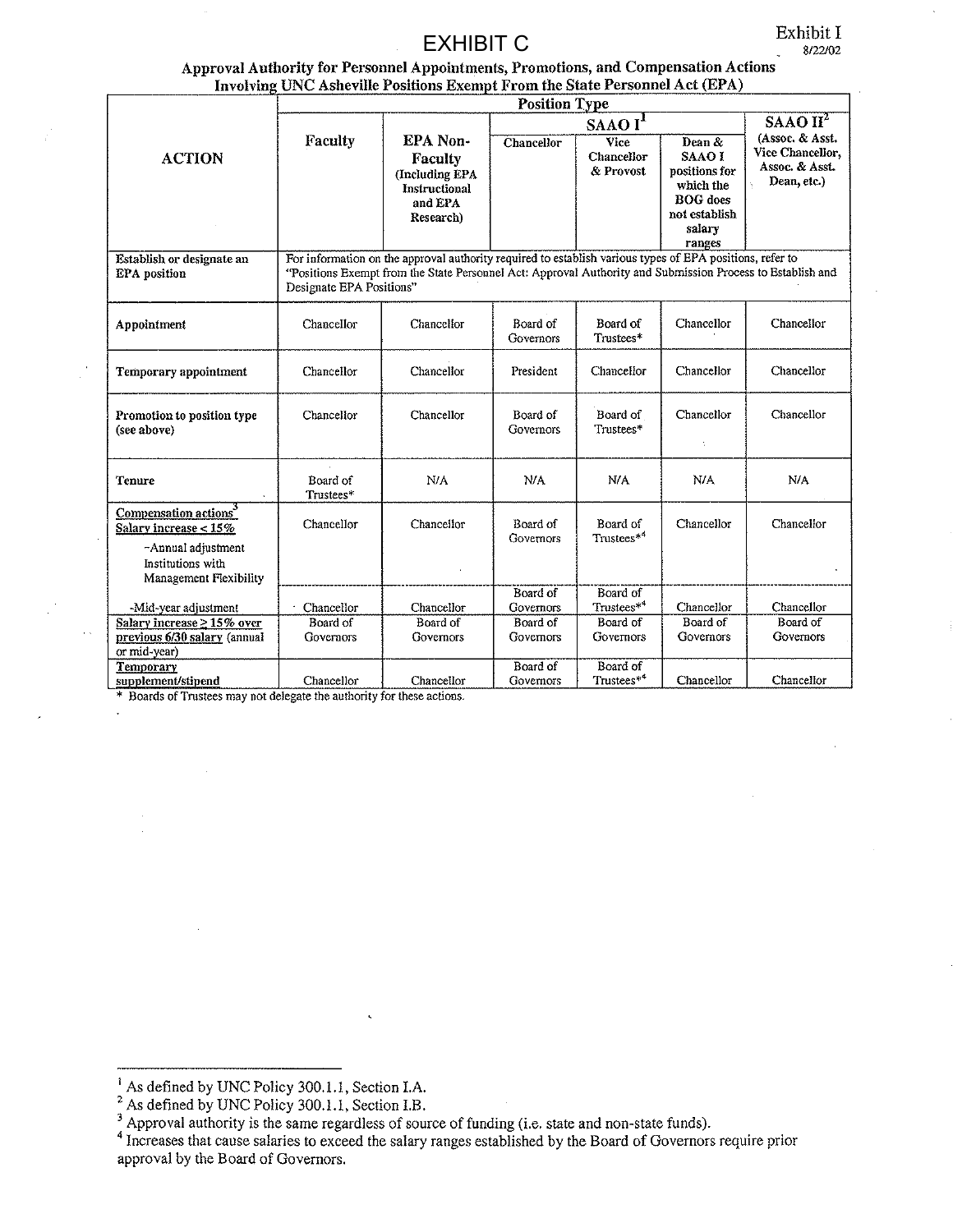# EXHIBIT C

Exhibit I
8/22/02

**Approval Authority for Personnel Appointments, Promotions, and Compensation Actions Involving UNC Asheville Positions Exempt From the State Personnel Act (EPA)**

| ACTION | Position Type | | | | | |
|---|---|---|---|---|---|---|
| | Faculty | EPA Non-Faculty (Including EPA Instructional and EPA Research) | SAAO I[1] | | | SAAO II[2] (Assoc. & Asst. Vice Chancellor, Assoc. & Asst. Dean, etc.) |
| | | | Chancellor | Vice Chancellor & Provost | Dean & SAAO I positions for which the BOG does not establish salary ranges | |
| **Establish or designate an EPA position** | For information on the approval authority required to establish various types of EPA positions, refer to "Positions Exempt from the State Personnel Act: Approval Authority and Submission Process to Establish and Designate EPA Positions" | | | | | |
| **Appointment** | Chancellor | Chancellor | Board of Governors | Board of Trustees* | Chancellor | Chancellor |
| **Temporary appointment** | Chancellor | Chancellor | President | Chancellor | Chancellor | Chancellor |
| **Promotion to position type (see above)** | Chancellor | Chancellor | Board of Governors | Board of Trustees* | Chancellor | Chancellor |
| **Tenure** | Board of Trustees* | N/A | N/A | N/A | N/A | N/A |
| **Compensation actions[3]** **Salary increase < 15%** -Annual adjustment Institutions with Management Flexibility | Chancellor | Chancellor | Board of Governors | Board of Trustees*[4] | Chancellor | Chancellor |
| -Mid-year adjustment | Chancellor | Chancellor | Board of Governors | Board of Trustees*[4] | Chancellor | Chancellor |
| **Salary increase ≥ 15% over previous 6/30 salary** (annual or mid-year) | Board of Governors | Board of Governors | Board of Governors | Board of Governors | Board of Governors | Board of Governors |
| **Temporary supplement/stipend** | Chancellor | Chancellor | Board of Governors | Board of Trustees*[4] | Chancellor | Chancellor |

\* Boards of Trustees may not delegate the authority for these actions.

[1] As defined by UNC Policy 300.1.1, Section I.A.

[2] As defined by UNC Policy 300.1.1, Section I.B.

[3] Approval authority is the same regardless of source of funding (i.e. state and non-state funds).

[4] Increases that cause salaries to exceed the salary ranges established by the Board of Governors require prior approval by the Board of Governors.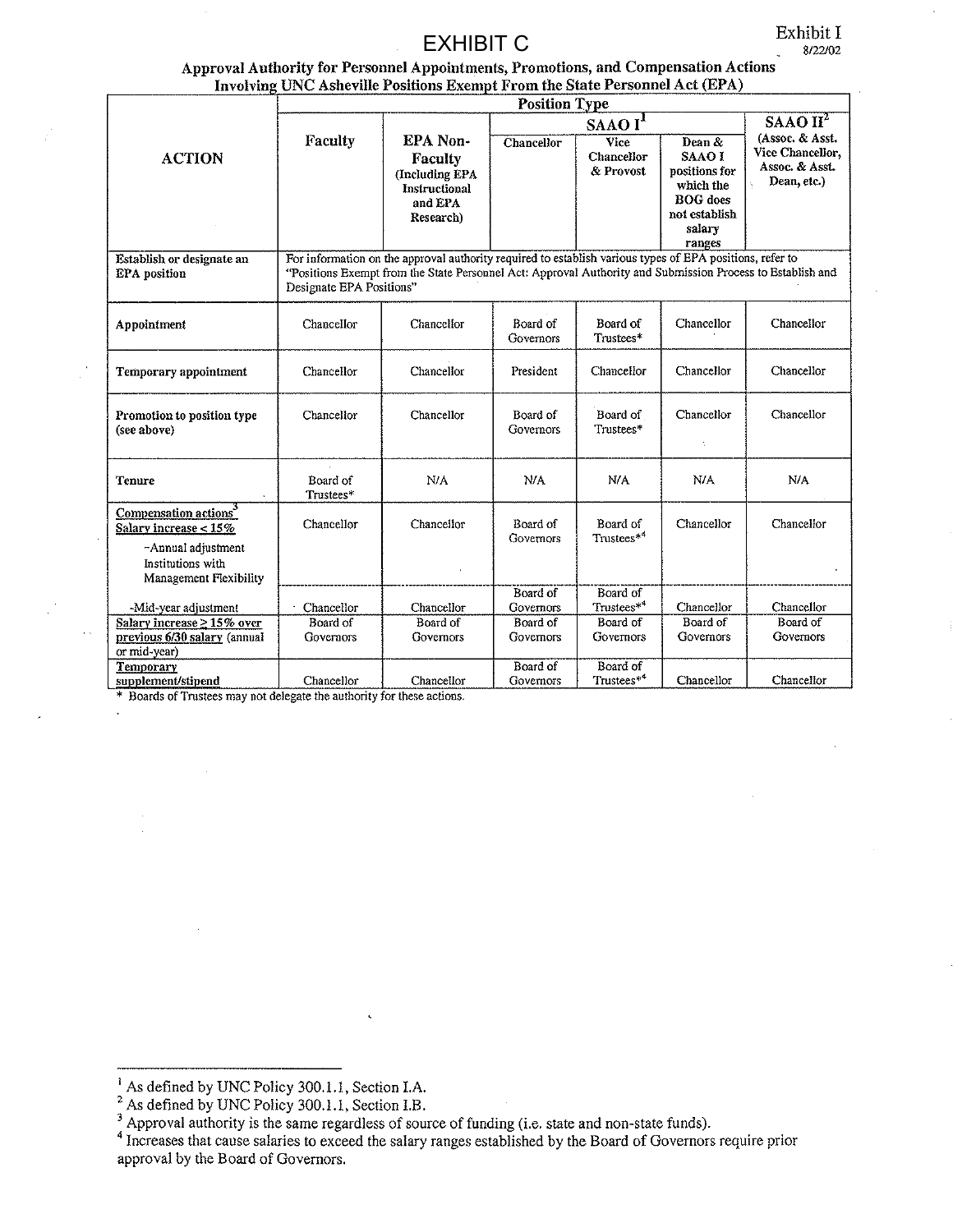# EXHIBIT C

Exhibit I
8/22/02

**Approval Authority for Personnel Appointments, Promotions, and Compensation Actions Involving UNC Asheville Positions Exempt From the State Personnel Act (EPA)**

| ACTION | Position Type | | | | | |
|---|---|---|---|---|---|---|
| | Faculty | EPA Non-Faculty (Including EPA Instructional and EPA Research) | SAAO I[1] | | | SAAO II[2] (Assoc. & Asst. Vice Chancellor, Assoc. & Asst. Dean, etc.) |
| | | | Chancellor | Vice Chancellor & Provost | Dean & SAAO I positions for which the BOG does not establish salary ranges | |
| **Establish or designate an EPA position** | For information on the approval authority required to establish various types of EPA positions, refer to "Positions Exempt from the State Personnel Act: Approval Authority and Submission Process to Establish and Designate EPA Positions" | | | | | |
| **Appointment** | Chancellor | Chancellor | Board of Governors | Board of Trustees* | Chancellor | Chancellor |
| **Temporary appointment** | Chancellor | Chancellor | President | Chancellor | Chancellor | Chancellor |
| **Promotion to position type (see above)** | Chancellor | Chancellor | Board of Governors | Board of Trustees* | Chancellor | Chancellor |
| **Tenure** | Board of Trustees* | N/A | N/A | N/A | N/A | N/A |
| **Compensation actions**[3] **Salary increase < 15%** -Annual adjustment Institutions with Management Flexibility | Chancellor | Chancellor | Board of Governors | Board of Trustees*[4] | Chancellor | Chancellor |
| -Mid-year adjustment | Chancellor | Chancellor | Board of Governors | Board of Trustees*[4] | Chancellor | Chancellor |
| **Salary increase ≥ 15% over previous 6/30 salary** (annual or mid-year) | Board of Governors | Board of Governors | Board of Governors | Board of Governors | Board of Governors | Board of Governors |
| **Temporary supplement/stipend** | Chancellor | Chancellor | Board of Governors | Board of Trustees*[4] | Chancellor | Chancellor |

\* Boards of Trustees may not delegate the authority for these actions.

[1] As defined by UNC Policy 300.1.1, Section I.A.

[2] As defined by UNC Policy 300.1.1, Section I.B.

[3] Approval authority is the same regardless of source of funding (i.e. state and non-state funds).

[4] Increases that cause salaries to exceed the salary ranges established by the Board of Governors require prior approval by the Board of Governors.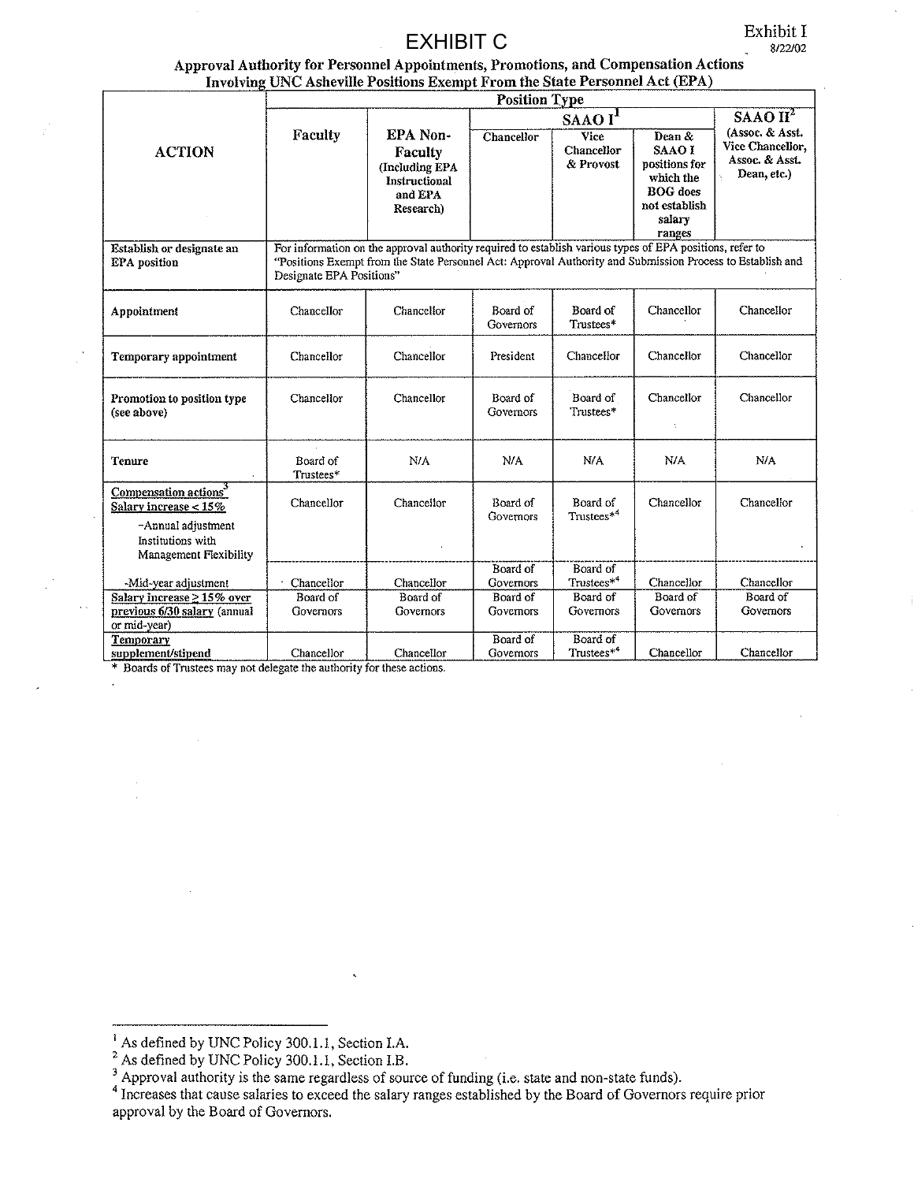# EXHIBIT C

Exhibit I
8/22/02

**Approval Authority for Personnel Appointments, Promotions, and Compensation Actions Involving UNC Asheville Positions Exempt From the State Personnel Act (EPA)**

| ACTION | Position Type | | | | | |
|---|---|---|---|---|---|---|
| | Faculty | EPA Non-Faculty (Including EPA Instructional and EPA Research) | SAAO I[1] | | | SAAO II[2] (Assoc. & Asst. Vice Chancellor, Assoc. & Asst. Dean, etc.) |
| | | | Chancellor | Vice Chancellor & Provost | Dean & SAAO I positions for which the BOG does not establish salary ranges | |
| **Establish or designate an EPA position** | For information on the approval authority required to establish various types of EPA positions, refer to "Positions Exempt from the State Personnel Act: Approval Authority and Submission Process to Establish and Designate EPA Positions" | | | | | |
| **Appointment** | Chancellor | Chancellor | Board of Governors | Board of Trustees* | Chancellor | Chancellor |
| **Temporary appointment** | Chancellor | Chancellor | President | Chancellor | Chancellor | Chancellor |
| **Promotion to position type (see above)** | Chancellor | Chancellor | Board of Governors | Board of Trustees* | Chancellor | Chancellor |
| **Tenure** | Board of Trustees* | N/A | N/A | N/A | N/A | N/A |
| **Compensation actions[3]** **Salary increase < 15%** -Annual adjustment Institutions with Management Flexibility | Chancellor | Chancellor | Board of Governors | Board of Trustees*[4] | Chancellor | Chancellor |
| -Mid-year adjustment | Chancellor | Chancellor | Board of Governors | Board of Trustees*[4] | Chancellor | Chancellor |
| **Salary increase ≥ 15% over previous 6/30 salary** (annual or mid-year) | Board of Governors | Board of Governors | Board of Governors | Board of Governors | Board of Governors | Board of Governors |
| **Temporary supplement/stipend** | Chancellor | Chancellor | Board of Governors | Board of Trustees*[4] | Chancellor | Chancellor |

\* Boards of Trustees may not delegate the authority for these actions.

[1] As defined by UNC Policy 300.1.1, Section I.A.

[2] As defined by UNC Policy 300.1.1, Section I.B.

[3] Approval authority is the same regardless of source of funding (i.e. state and non-state funds).

[4] Increases that cause salaries to exceed the salary ranges established by the Board of Governors require prior approval by the Board of Governors.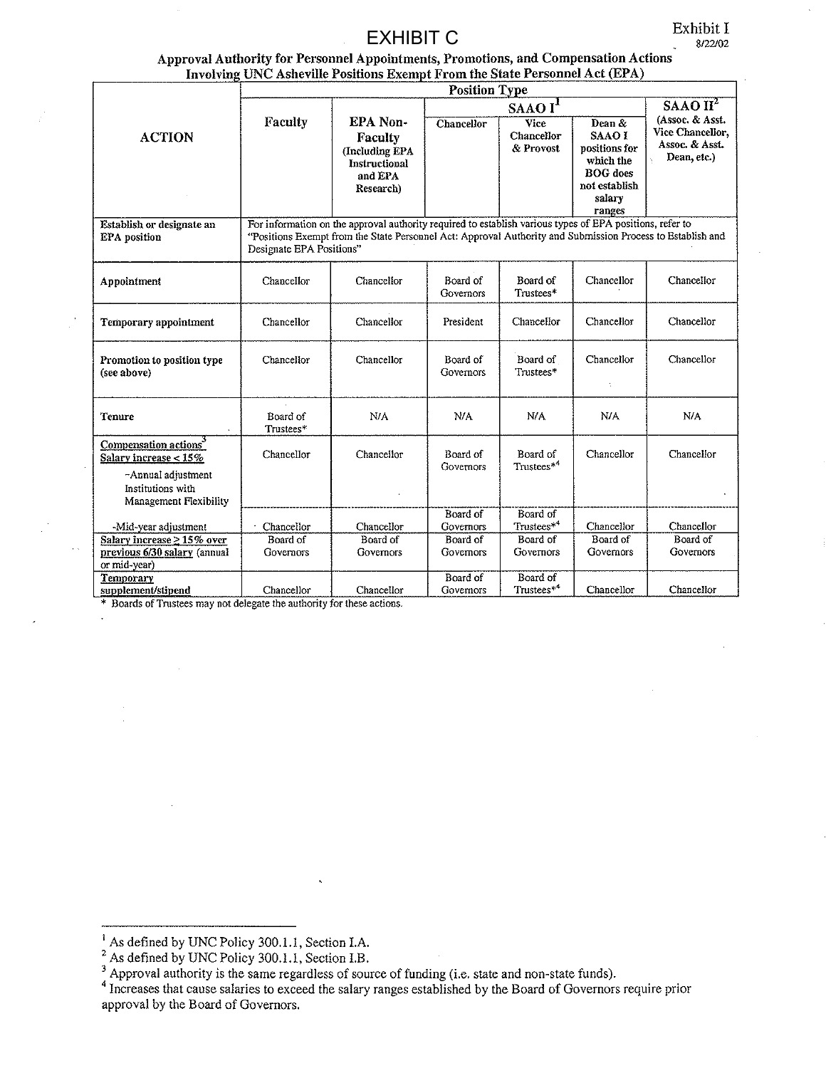# EXHIBIT C

Exhibit I
8/22/02

## Approval Authority for Personnel Appointments, Promotions, and Compensation Actions Involving UNC Asheville Positions Exempt From the State Personnel Act (EPA)

| ACTION | Position Type | | | | | |
|---|---|---|---|---|---|---|
| | Faculty | EPA Non-Faculty (Including EPA Instructional and EPA Research) | SAAO I[1] | | | SAAO II[2] (Assoc. & Asst. Vice Chancellor, Assoc. & Asst. Dean, etc.) |
| | | | Chancellor | Vice Chancellor & Provost | Dean & SAAO I positions for which the BOG does not establish salary ranges | |
| Establish or designate an EPA position | For information on the approval authority required to establish various types of EPA positions, refer to "Positions Exempt from the State Personnel Act: Approval Authority and Submission Process to Establish and Designate EPA Positions" | | | | | |
| Appointment | Chancellor | Chancellor | Board of Governors | Board of Trustees* | Chancellor | Chancellor |
| Temporary appointment | Chancellor | Chancellor | President | Chancellor | Chancellor | Chancellor |
| Promotion to position type (see above) | Chancellor | Chancellor | Board of Governors | Board of Trustees* | Chancellor | Chancellor |
| Tenure | Board of Trustees* | N/A | N/A | N/A | N/A | N/A |
| **Compensation actions**[3] **Salary increase < 15%** -Annual adjustment Institutions with Management Flexibility | Chancellor | Chancellor | Board of Governors | Board of Trustees*[4] | Chancellor | Chancellor |
| -Mid-year adjustment | Chancellor | Chancellor | Board of Governors | Board of Trustees*[4] | Chancellor | Chancellor |
| **Salary increase ≥ 15% over previous 6/30 salary** (annual or mid-year) | Board of Governors | Board of Governors | Board of Governors | Board of Governors | Board of Governors | Board of Governors |
| **Temporary supplement/stipend** | Chancellor | Chancellor | Board of Governors | Board of Trustees*[4] | Chancellor | Chancellor |

\* Boards of Trustees may not delegate the authority for these actions.

[1] As defined by UNC Policy 300.1.1, Section I.A.

[2] As defined by UNC Policy 300.1.1, Section I.B.

[3] Approval authority is the same regardless of source of funding (i.e. state and non-state funds).

[4] Increases that cause salaries to exceed the salary ranges established by the Board of Governors require prior approval by the Board of Governors.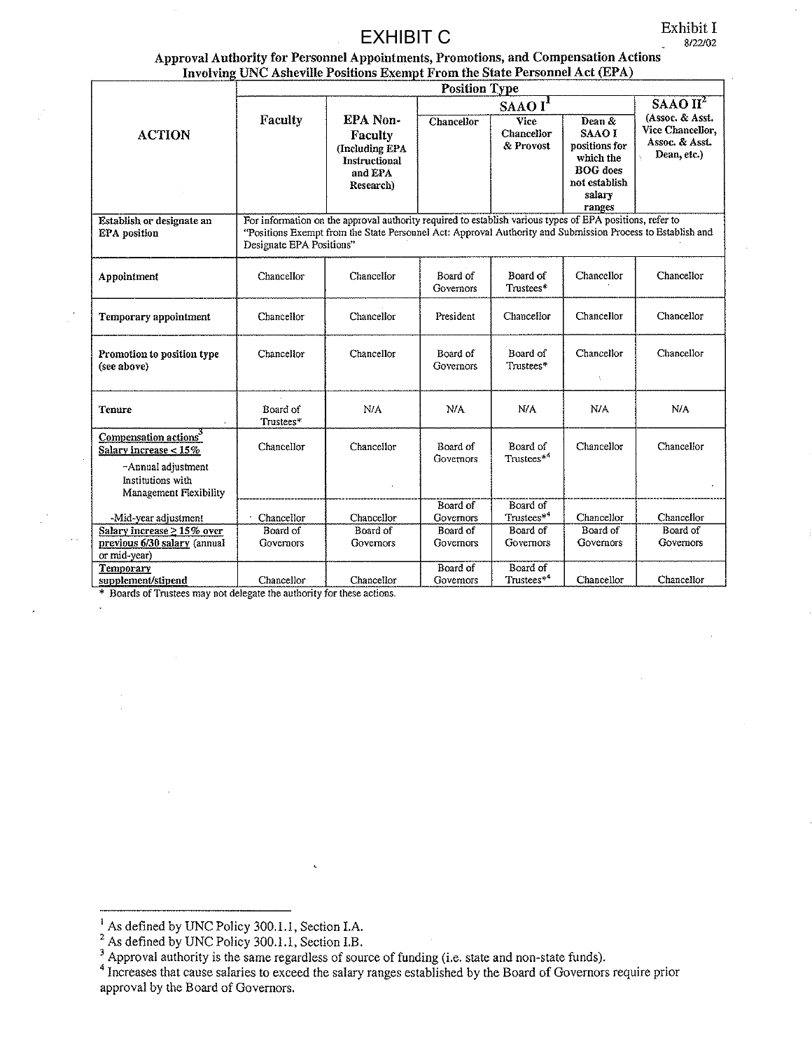# EXHIBIT C

Exhibit I
8/22/02

**Approval Authority for Personnel Appointments, Promotions, and Compensation Actions Involving UNC Asheville Positions Exempt From the State Personnel Act (EPA)**

| ACTION | Position Type | | | | | |
|---|---|---|---|---|---|---|
| | Faculty | EPA Non-Faculty (Including EPA Instructional and EPA Research) | SAAO I[1] | | | SAAO II[2] (Assoc. & Asst. Vice Chancellor, Assoc. & Asst. Dean, etc.) |
| | | | Chancellor | Vice Chancellor & Provost | Dean & SAAO I positions for which the BOG does not establish salary ranges | |
| **Establish or designate an EPA position** | For information on the approval authority required to establish various types of EPA positions, refer to "Positions Exempt from the State Personnel Act: Approval Authority and Submission Process to Establish and Designate EPA Positions" | | | | | |
| **Appointment** | Chancellor | Chancellor | Board of Governors | Board of Trustees* | Chancellor | Chancellor |
| **Temporary appointment** | Chancellor | Chancellor | President | Chancellor | Chancellor | Chancellor |
| **Promotion to position type (see above)** | Chancellor | Chancellor | Board of Governors | Board of Trustees* | Chancellor | Chancellor |
| **Tenure** | Board of Trustees* | N/A | N/A | N/A | N/A | N/A |
| **Compensation actions[3]** **Salary increase < 15%** -Annual adjustment Institutions with Management Flexibility | Chancellor | Chancellor | Board of Governors | Board of Trustees*[4] | Chancellor | Chancellor |
| -Mid-year adjustment | Chancellor | Chancellor | Board of Governors | Board of Trustees*[4] | Chancellor | Chancellor |
| **Salary increase ≥ 15% over previous 6/30 salary** (annual or mid-year) | Board of Governors | Board of Governors | Board of Governors | Board of Governors | Board of Governors | Board of Governors |
| **Temporary supplement/stipend** | Chancellor | Chancellor | Board of Governors | Board of Trustees*[4] | Chancellor | Chancellor |

\* Boards of Trustees may not delegate the authority for these actions.

[1] As defined by UNC Policy 300.1.1, Section I.A.

[2] As defined by UNC Policy 300.1.1, Section I.B.

[3] Approval authority is the same regardless of source of funding (i.e. state and non-state funds).

[4] Increases that cause salaries to exceed the salary ranges established by the Board of Governors require prior approval by the Board of Governors.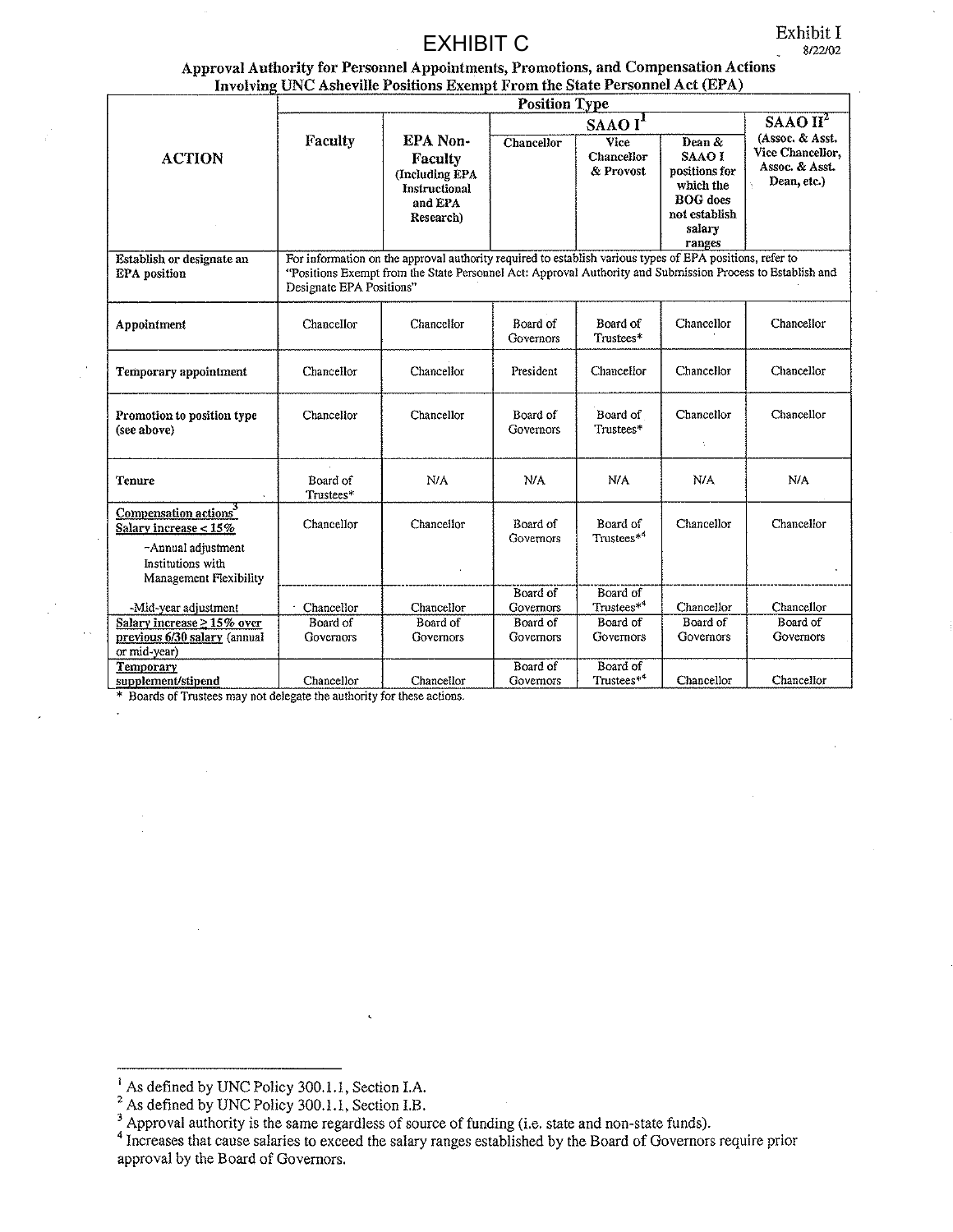# EXHIBIT C

Exhibit I
8/22/02

**Approval Authority for Personnel Appointments, Promotions, and Compensation Actions Involving UNC Asheville Positions Exempt From the State Personnel Act (EPA)**

| ACTION | Position Type | | | | | |
|---|---|---|---|---|---|---|
| | Faculty | EPA Non-Faculty (Including EPA Instructional and EPA Research) | SAAO I[1] | | | SAAO II[2] (Assoc. & Asst. Vice Chancellor, Assoc. & Asst. Dean, etc.) |
| | | | Chancellor | Vice Chancellor & Provost | Dean & SAAO I positions for which the BOG does not establish salary ranges | |
| Establish or designate an EPA position | For information on the approval authority required to establish various types of EPA positions, refer to "Positions Exempt from the State Personnel Act: Approval Authority and Submission Process to Establish and Designate EPA Positions" | | | | | |
| Appointment | Chancellor | Chancellor | Board of Governors | Board of Trustees* | Chancellor | Chancellor |
| Temporary appointment | Chancellor | Chancellor | President | Chancellor | Chancellor | Chancellor |
| Promotion to position type (see above) | Chancellor | Chancellor | Board of Governors | Board of Trustees* | Chancellor | Chancellor |
| Tenure | Board of Trustees* | N/A | N/A | N/A | N/A | N/A |
| **Compensation actions[3]** Salary increase < 15% -Annual adjustment Institutions with Management Flexibility | Chancellor | Chancellor | Board of Governors | Board of Trustees*[4] | Chancellor | Chancellor |
| -Mid-year adjustment | Chancellor | Chancellor | Board of Governors | Board of Trustees*[4] | Chancellor | Chancellor |
| Salary increase ≥ 15% over previous 6/30 salary (annual or mid-year) | Board of Governors | Board of Governors | Board of Governors | Board of Governors | Board of Governors | Board of Governors |
| Temporary supplement/stipend | Chancellor | Chancellor | Board of Governors | Board of Trustees*[4] | Chancellor | Chancellor |

\* Boards of Trustees may not delegate the authority for these actions.

[1] As defined by UNC Policy 300.1.1, Section I.A.

[2] As defined by UNC Policy 300.1.1, Section I.B.

[3] Approval authority is the same regardless of source of funding (i.e. state and non-state funds).

[4] Increases that cause salaries to exceed the salary ranges established by the Board of Governors require prior approval by the Board of Governors.